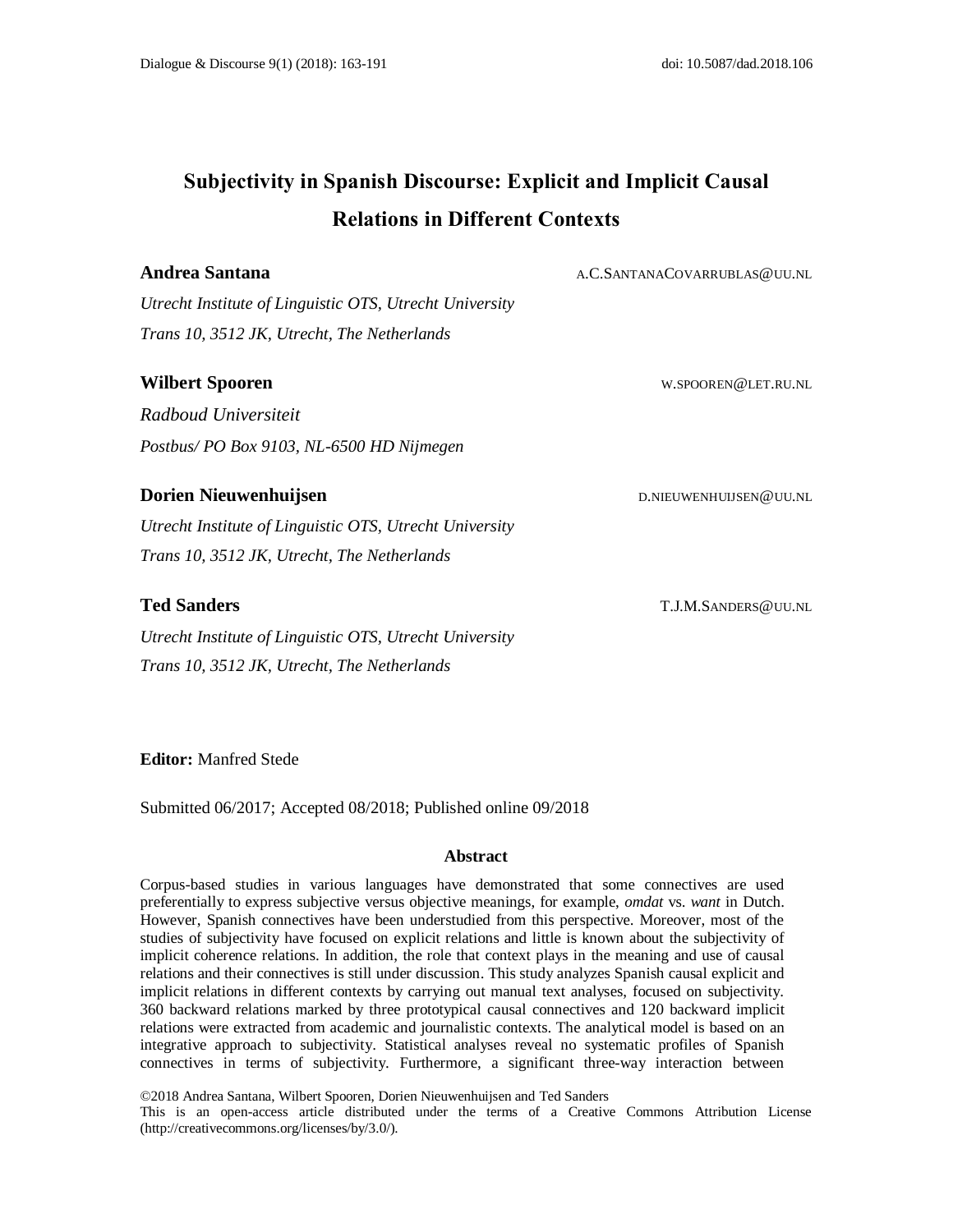# Subjectivity in Spanish Discourse: Explicit and Implicit Causal Relations in Different Contexts

**Andrea Santana** A.C.SANTANACOVARRUBLAS@UU.NL

*Utrecht Institute of Linguistic OTS, Utrecht University*
*Trans 10, 3512 JK, Utrecht, The Netherlands*

**Wilbert Spooren** W.SPOOREN@LET.RU.NL

*Radboud Universiteit*
*Postbus/ PO Box 9103, NL-6500 HD Nijmegen*

**Dorien Nieuwenhuijsen** D.NIEUWENHUIJSEN@UU.NL

*Utrecht Institute of Linguistic OTS, Utrecht University*
*Trans 10, 3512 JK, Utrecht, The Netherlands*

**Ted Sanders** T.J.M.SANDERS@UU.NL

*Utrecht Institute of Linguistic OTS, Utrecht University*
*Trans 10, 3512 JK, Utrecht, The Netherlands*

**Editor:** Manfred Stede

Submitted 06/2017; Accepted 08/2018; Published online 09/2018

## Abstract

Corpus-based studies in various languages have demonstrated that some connectives are used preferentially to express subjective versus objective meanings, for example, *omdat* vs. *want* in Dutch. However, Spanish connectives have been understudied from this perspective. Moreover, most of the studies of subjectivity have focused on explicit relations and little is known about the subjectivity of implicit coherence relations. In addition, the role that context plays in the meaning and use of causal relations and their connectives is still under discussion. This study analyzes Spanish causal explicit and implicit relations in different contexts by carrying out manual text analyses, focused on subjectivity. 360 backward relations marked by three prototypical causal connectives and 120 backward implicit relations were extracted from academic and journalistic contexts. The analytical model is based on an integrative approach to subjectivity. Statistical analyses reveal no systematic profiles of Spanish connectives in terms of subjectivity. Furthermore, a significant three-way interaction between

©2018 Andrea Santana, Wilbert Spooren, Dorien Nieuwenhuijsen and Ted Sanders
This is an open-access article distributed under the terms of a Creative Commons Attribution License (http://creativecommons.org/licenses/by/3.0/).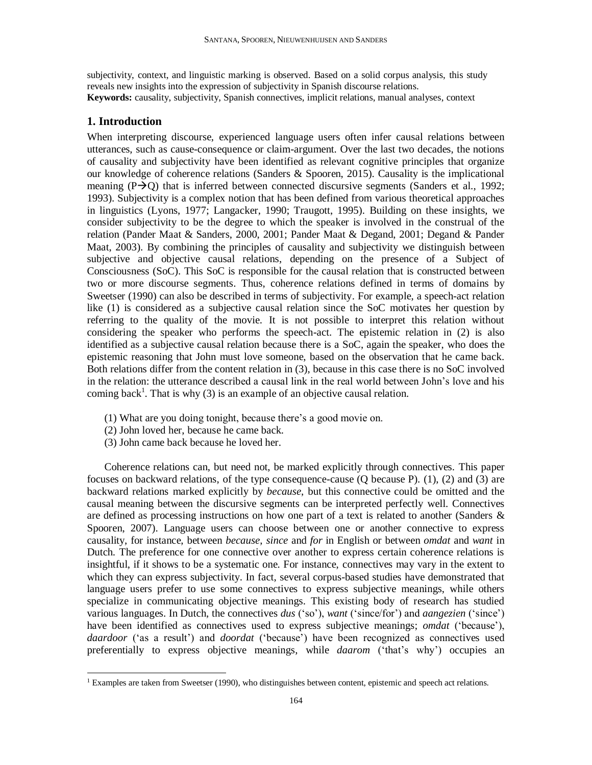subjectivity, context, and linguistic marking is observed. Based on a solid corpus analysis, this study reveals new insights into the expression of subjectivity in Spanish discourse relations.

**Keywords:** causality, subjectivity, Spanish connectives, implicit relations, manual analyses, context

## 1. Introduction

When interpreting discourse, experienced language users often infer causal relations between utterances, such as cause-consequence or claim-argument. Over the last two decades, the notions of causality and subjectivity have been identified as relevant cognitive principles that organize our knowledge of coherence relations (Sanders & Spooren, 2015). Causality is the implicational meaning ($P \rightarrow Q$) that is inferred between connected discursive segments (Sanders et al., 1992; 1993). Subjectivity is a complex notion that has been defined from various theoretical approaches in linguistics (Lyons, 1977; Langacker, 1990; Traugott, 1995). Building on these insights, we consider subjectivity to be the degree to which the speaker is involved in the construal of the relation (Pander Maat & Sanders, 2000, 2001; Pander Maat & Degand, 2001; Degand & Pander Maat, 2003). By combining the principles of causality and subjectivity we distinguish between subjective and objective causal relations, depending on the presence of a Subject of Consciousness (SoC). This SoC is responsible for the causal relation that is constructed between two or more discourse segments. Thus, coherence relations defined in terms of domains by Sweetser (1990) can also be described in terms of subjectivity. For example, a speech-act relation like (1) is considered as a subjective causal relation since the SoC motivates her question by referring to the quality of the movie. It is not possible to interpret this relation without considering the speaker who performs the speech-act. The epistemic relation in (2) is also identified as a subjective causal relation because there is a SoC, again the speaker, who does the epistemic reasoning that John must love someone, based on the observation that he came back. Both relations differ from the content relation in (3), because in this case there is no SoC involved in the relation: the utterance described a causal link in the real world between John's love and his coming back[1]. That is why (3) is an example of an objective causal relation.

(1) What are you doing tonight, because there's a good movie on.
(2) John loved her, because he came back.
(3) John came back because he loved her.

Coherence relations can, but need not, be marked explicitly through connectives. This paper focuses on backward relations, of the type consequence-cause (Q because P). (1), (2) and (3) are backward relations marked explicitly by *because*, but this connective could be omitted and the causal meaning between the discursive segments can be interpreted perfectly well. Connectives are defined as processing instructions on how one part of a text is related to another (Sanders & Spooren, 2007). Language users can choose between one or another connective to express causality, for instance, between *because*, *since* and *for* in English or between *omdat* and *want* in Dutch. The preference for one connective over another to express certain coherence relations is insightful, if it shows to be a systematic one. For instance, connectives may vary in the extent to which they can express subjectivity. In fact, several corpus-based studies have demonstrated that language users prefer to use some connectives to express subjective meanings, while others specialize in communicating objective meanings. This existing body of research has studied various languages. In Dutch, the connectives *dus* ('so'), *want* ('since/for') and *aangezien* ('since') have been identified as connectives used to express subjective meanings; *omdat* ('because'), *daardoor* ('as a result') and *doordat* ('because') have been recognized as connectives used preferentially to express objective meanings, while *daarom* ('that's why') occupies an

[1] Examples are taken from Sweetser (1990), who distinguishes between content, epistemic and speech act relations.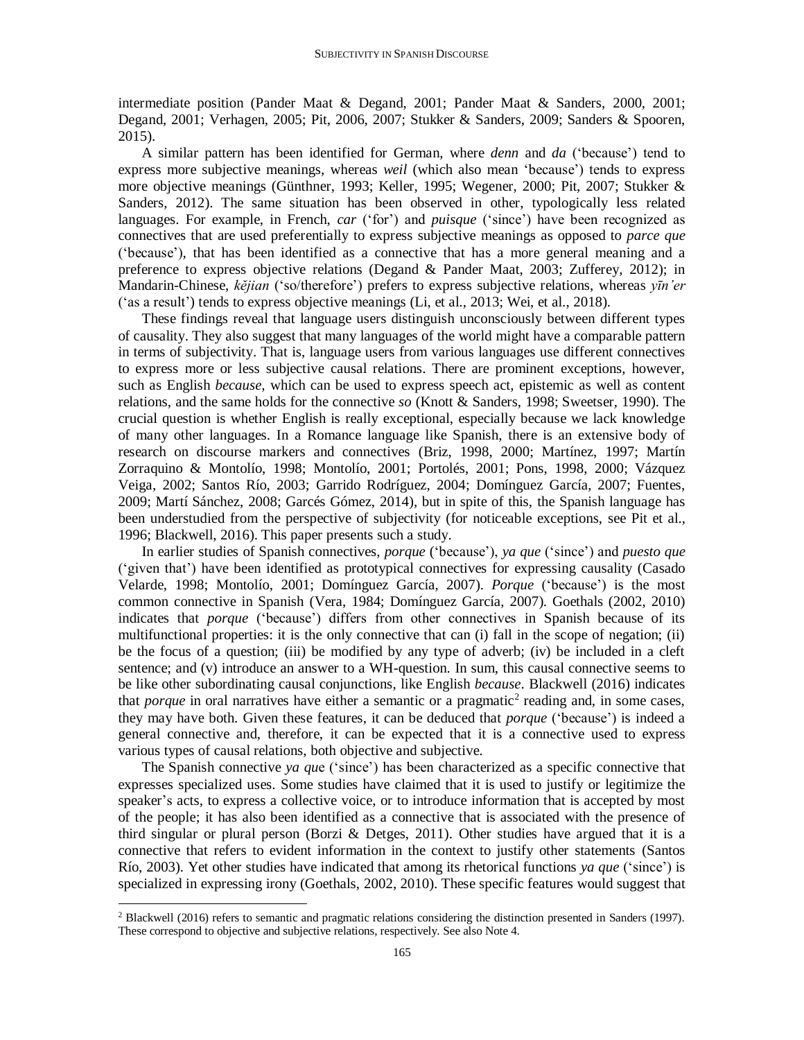intermediate position (Pander Maat & Degand, 2001; Pander Maat & Sanders, 2000, 2001; Degand, 2001; Verhagen, 2005; Pit, 2006, 2007; Stukker & Sanders, 2009; Sanders & Spooren, 2015).

A similar pattern has been identified for German, where *denn* and *da* ('because') tend to express more subjective meanings, whereas *weil* (which also mean 'because') tends to express more objective meanings (Günthner, 1993; Keller, 1995; Wegener, 2000; Pit, 2007; Stukker & Sanders, 2012). The same situation has been observed in other, typologically less related languages. For example, in French, *car* ('for') and *puisque* ('since') have been recognized as connectives that are used preferentially to express subjective meanings as opposed to *parce que* ('because'), that has been identified as a connective that has a more general meaning and a preference to express objective relations (Degand & Pander Maat, 2003; Zufferey, 2012); in Mandarin-Chinese, *kějian* ('so/therefore') prefers to express subjective relations, whereas *yīn'er* ('as a result') tends to express objective meanings (Li, et al., 2013; Wei, et al., 2018).

These findings reveal that language users distinguish unconsciously between different types of causality. They also suggest that many languages of the world might have a comparable pattern in terms of subjectivity. That is, language users from various languages use different connectives to express more or less subjective causal relations. There are prominent exceptions, however, such as English *because*, which can be used to express speech act, epistemic as well as content relations, and the same holds for the connective *so* (Knott & Sanders, 1998; Sweetser, 1990). The crucial question is whether English is really exceptional, especially because we lack knowledge of many other languages. In a Romance language like Spanish, there is an extensive body of research on discourse markers and connectives (Briz, 1998, 2000; Martínez, 1997; Martín Zorraquino & Montolío, 1998; Montolío, 2001; Portolés, 2001; Pons, 1998, 2000; Vázquez Veiga, 2002; Santos Río, 2003; Garrido Rodríguez, 2004; Domínguez García, 2007; Fuentes, 2009; Martí Sánchez, 2008; Garcés Gómez, 2014), but in spite of this, the Spanish language has been understudied from the perspective of subjectivity (for noticeable exceptions, see Pit et al., 1996; Blackwell, 2016). This paper presents such a study.

In earlier studies of Spanish connectives, *porque* ('because'), *ya que* ('since') and *puesto que* ('given that') have been identified as prototypical connectives for expressing causality (Casado Velarde, 1998; Montolío, 2001; Domínguez García, 2007). *Porque* ('because') is the most common connective in Spanish (Vera, 1984; Domínguez García, 2007). Goethals (2002, 2010) indicates that *porque* ('because') differs from other connectives in Spanish because of its multifunctional properties: it is the only connective that can (i) fall in the scope of negation; (ii) be the focus of a question; (iii) be modified by any type of adverb; (iv) be included in a cleft sentence; and (v) introduce an answer to a WH-question. In sum, this causal connective seems to be like other subordinating causal conjunctions, like English *because*. Blackwell (2016) indicates that *porque* in oral narratives have either a semantic or a pragmatic[2] reading and, in some cases, they may have both. Given these features, it can be deduced that *porque* ('because') is indeed a general connective and, therefore, it can be expected that it is a connective used to express various types of causal relations, both objective and subjective.

The Spanish connective *ya que* ('since') has been characterized as a specific connective that expresses specialized uses. Some studies have claimed that it is used to justify or legitimize the speaker's acts, to express a collective voice, or to introduce information that is accepted by most of the people; it has also been identified as a connective that is associated with the presence of third singular or plural person (Borzi & Detges, 2011). Other studies have argued that it is a connective that refers to evident information in the context to justify other statements (Santos Río, 2003). Yet other studies have indicated that among its rhetorical functions *ya que* ('since') is specialized in expressing irony (Goethals, 2002, 2010). These specific features would suggest that

[2] Blackwell (2016) refers to semantic and pragmatic relations considering the distinction presented in Sanders (1997). These correspond to objective and subjective relations, respectively. See also Note 4.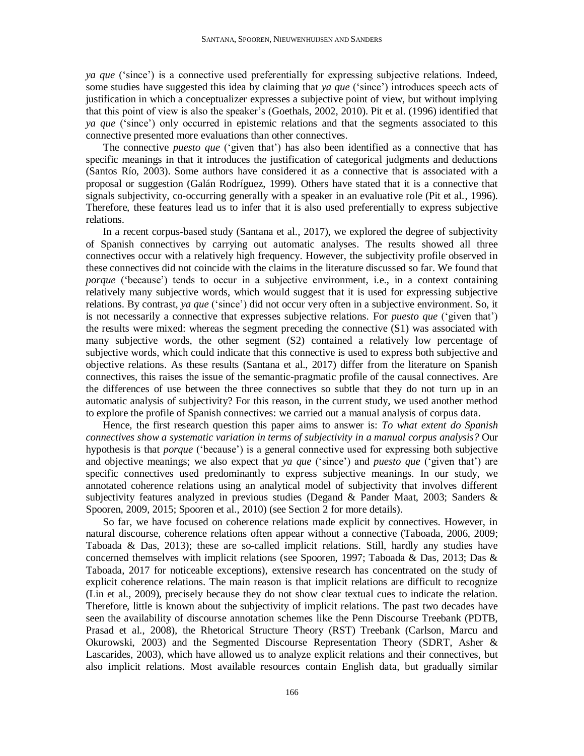*ya que* ('since') is a connective used preferentially for expressing subjective relations. Indeed, some studies have suggested this idea by claiming that *ya que* ('since') introduces speech acts of justification in which a conceptualizer expresses a subjective point of view, but without implying that this point of view is also the speaker's (Goethals, 2002, 2010). Pit et al. (1996) identified that *ya que* ('since') only occurred in epistemic relations and that the segments associated to this connective presented more evaluations than other connectives.

The connective *puesto que* ('given that') has also been identified as a connective that has specific meanings in that it introduces the justification of categorical judgments and deductions (Santos Río, 2003). Some authors have considered it as a connective that is associated with a proposal or suggestion (Galán Rodríguez, 1999). Others have stated that it is a connective that signals subjectivity, co-occurring generally with a speaker in an evaluative role (Pit et al., 1996). Therefore, these features lead us to infer that it is also used preferentially to express subjective relations.

In a recent corpus-based study (Santana et al., 2017), we explored the degree of subjectivity of Spanish connectives by carrying out automatic analyses. The results showed all three connectives occur with a relatively high frequency. However, the subjectivity profile observed in these connectives did not coincide with the claims in the literature discussed so far. We found that *porque* ('because') tends to occur in a subjective environment, i.e., in a context containing relatively many subjective words, which would suggest that it is used for expressing subjective relations. By contrast, *ya que* ('since') did not occur very often in a subjective environment. So, it is not necessarily a connective that expresses subjective relations. For *puesto que* ('given that') the results were mixed: whereas the segment preceding the connective (S1) was associated with many subjective words, the other segment (S2) contained a relatively low percentage of subjective words, which could indicate that this connective is used to express both subjective and objective relations. As these results (Santana et al., 2017) differ from the literature on Spanish connectives, this raises the issue of the semantic-pragmatic profile of the causal connectives. Are the differences of use between the three connectives so subtle that they do not turn up in an automatic analysis of subjectivity? For this reason, in the current study, we used another method to explore the profile of Spanish connectives: we carried out a manual analysis of corpus data.

Hence, the first research question this paper aims to answer is: *To what extent do Spanish connectives show a systematic variation in terms of subjectivity in a manual corpus analysis?* Our hypothesis is that *porque* ('because') is a general connective used for expressing both subjective and objective meanings; we also expect that *ya que* ('since') and *puesto que* ('given that') are specific connectives used predominantly to express subjective meanings. In our study, we annotated coherence relations using an analytical model of subjectivity that involves different subjectivity features analyzed in previous studies (Degand & Pander Maat, 2003; Sanders & Spooren, 2009, 2015; Spooren et al., 2010) (see Section 2 for more details).

So far, we have focused on coherence relations made explicit by connectives. However, in natural discourse, coherence relations often appear without a connective (Taboada, 2006, 2009; Taboada & Das, 2013); these are so-called implicit relations. Still, hardly any studies have concerned themselves with implicit relations (see Spooren, 1997; Taboada & Das, 2013; Das & Taboada, 2017 for noticeable exceptions), extensive research has concentrated on the study of explicit coherence relations. The main reason is that implicit relations are difficult to recognize (Lin et al., 2009), precisely because they do not show clear textual cues to indicate the relation. Therefore, little is known about the subjectivity of implicit relations. The past two decades have seen the availability of discourse annotation schemes like the Penn Discourse Treebank (PDTB, Prasad et al., 2008), the Rhetorical Structure Theory (RST) Treebank (Carlson, Marcu and Okurowski, 2003) and the Segmented Discourse Representation Theory (SDRT, Asher & Lascarides, 2003), which have allowed us to analyze explicit relations and their connectives, but also implicit relations. Most available resources contain English data, but gradually similar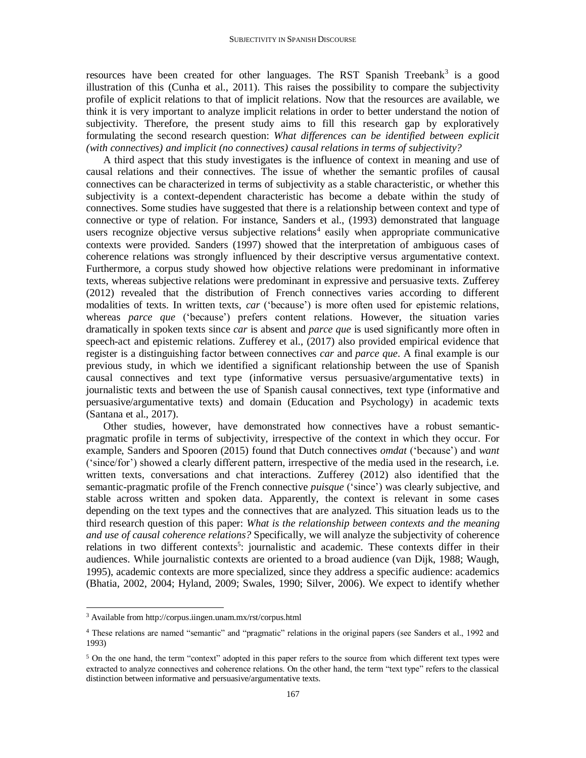resources have been created for other languages. The RST Spanish Treebank[3] is a good illustration of this (Cunha et al., 2011). This raises the possibility to compare the subjectivity profile of explicit relations to that of implicit relations. Now that the resources are available, we think it is very important to analyze implicit relations in order to better understand the notion of subjectivity. Therefore, the present study aims to fill this research gap by exploratively formulating the second research question: *What differences can be identified between explicit (with connectives) and implicit (no connectives) causal relations in terms of subjectivity?*

A third aspect that this study investigates is the influence of context in meaning and use of causal relations and their connectives. The issue of whether the semantic profiles of causal connectives can be characterized in terms of subjectivity as a stable characteristic, or whether this subjectivity is a context-dependent characteristic has become a debate within the study of connectives. Some studies have suggested that there is a relationship between context and type of connective or type of relation. For instance, Sanders et al., (1993) demonstrated that language users recognize objective versus subjective relations[4] easily when appropriate communicative contexts were provided. Sanders (1997) showed that the interpretation of ambiguous cases of coherence relations was strongly influenced by their descriptive versus argumentative context. Furthermore, a corpus study showed how objective relations were predominant in informative texts, whereas subjective relations were predominant in expressive and persuasive texts. Zufferey (2012) revealed that the distribution of French connectives varies according to different modalities of texts. In written texts, *car* ('because') is more often used for epistemic relations, whereas *parce que* ('because') prefers content relations. However, the situation varies dramatically in spoken texts since *car* is absent and *parce que* is used significantly more often in speech-act and epistemic relations. Zufferey et al., (2017) also provided empirical evidence that register is a distinguishing factor between connectives *car* and *parce que*. A final example is our previous study, in which we identified a significant relationship between the use of Spanish causal connectives and text type (informative versus persuasive/argumentative texts) in journalistic texts and between the use of Spanish causal connectives, text type (informative and persuasive/argumentative texts) and domain (Education and Psychology) in academic texts (Santana et al., 2017).

Other studies, however, have demonstrated how connectives have a robust semantic-pragmatic profile in terms of subjectivity, irrespective of the context in which they occur. For example, Sanders and Spooren (2015) found that Dutch connectives *omdat* ('because') and *want* ('since/for') showed a clearly different pattern, irrespective of the media used in the research, i.e. written texts, conversations and chat interactions. Zufferey (2012) also identified that the semantic-pragmatic profile of the French connective *puisque* ('since') was clearly subjective, and stable across written and spoken data. Apparently, the context is relevant in some cases depending on the text types and the connectives that are analyzed. This situation leads us to the third research question of this paper: *What is the relationship between contexts and the meaning and use of causal coherence relations?* Specifically, we will analyze the subjectivity of coherence relations in two different contexts[5]: journalistic and academic. These contexts differ in their audiences. While journalistic contexts are oriented to a broad audience (van Dijk, 1988; Waugh, 1995), academic contexts are more specialized, since they address a specific audience: academics (Bhatia, 2002, 2004; Hyland, 2009; Swales, 1990; Silver, 2006). We expect to identify whether

[3] Available from http://corpus.iingen.unam.mx/rst/corpus.html

[4] These relations are named "semantic" and "pragmatic" relations in the original papers (see Sanders et al., 1992 and 1993)

[5] On the one hand, the term "context" adopted in this paper refers to the source from which different text types were extracted to analyze connectives and coherence relations. On the other hand, the term "text type" refers to the classical distinction between informative and persuasive/argumentative texts.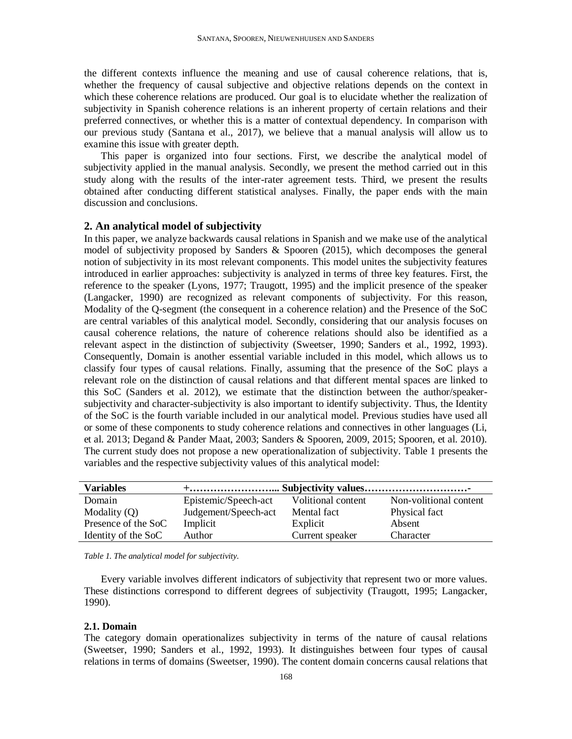the different contexts influence the meaning and use of causal coherence relations, that is, whether the frequency of causal subjective and objective relations depends on the context in which these coherence relations are produced. Our goal is to elucidate whether the realization of subjectivity in Spanish coherence relations is an inherent property of certain relations and their preferred connectives, or whether this is a matter of contextual dependency. In comparison with our previous study (Santana et al., 2017), we believe that a manual analysis will allow us to examine this issue with greater depth.

This paper is organized into four sections. First, we describe the analytical model of subjectivity applied in the manual analysis. Secondly, we present the method carried out in this study along with the results of the inter-rater agreement tests. Third, we present the results obtained after conducting different statistical analyses. Finally, the paper ends with the main discussion and conclusions.

## 2. An analytical model of subjectivity

In this paper, we analyze backwards causal relations in Spanish and we make use of the analytical model of subjectivity proposed by Sanders & Spooren (2015), which decomposes the general notion of subjectivity in its most relevant components. This model unites the subjectivity features introduced in earlier approaches: subjectivity is analyzed in terms of three key features. First, the reference to the speaker (Lyons, 1977; Traugott, 1995) and the implicit presence of the speaker (Langacker, 1990) are recognized as relevant components of subjectivity. For this reason, Modality of the Q-segment (the consequent in a coherence relation) and the Presence of the SoC are central variables of this analytical model. Secondly, considering that our analysis focuses on causal coherence relations, the nature of coherence relations should also be identified as a relevant aspect in the distinction of subjectivity (Sweetser, 1990; Sanders et al., 1992, 1993). Consequently, Domain is another essential variable included in this model, which allows us to classify four types of causal relations. Finally, assuming that the presence of the SoC plays a relevant role on the distinction of causal relations and that different mental spaces are linked to this SoC (Sanders et al. 2012), we estimate that the distinction between the author/speaker-subjectivity and character-subjectivity is also important to identify subjectivity. Thus, the Identity of the SoC is the fourth variable included in our analytical model. Previous studies have used all or some of these components to study coherence relations and connectives in other languages (Li, et al. 2013; Degand & Pander Maat, 2003; Sanders & Spooren, 2009, 2015; Spooren, et al. 2010). The current study does not propose a new operationalization of subjectivity. Table 1 presents the variables and the respective subjectivity values of this analytical model:

| **Variables** | **+……………………... Subjectivity values…………………………-** | | |
|---|---|---|---|
| Domain | Epistemic/Speech-act | Volitional content | Non-volitional content |
| Modality (Q) | Judgement/Speech-act | Mental fact | Physical fact |
| Presence of the SoC | Implicit | Explicit | Absent |
| Identity of the SoC | Author | Current speaker | Character |

*Table 1. The analytical model for subjectivity.*

Every variable involves different indicators of subjectivity that represent two or more values. These distinctions correspond to different degrees of subjectivity (Traugott, 1995; Langacker, 1990).

### 2.1. Domain

The category domain operationalizes subjectivity in terms of the nature of causal relations (Sweetser, 1990; Sanders et al., 1992, 1993). It distinguishes between four types of causal relations in terms of domains (Sweetser, 1990). The content domain concerns causal relations that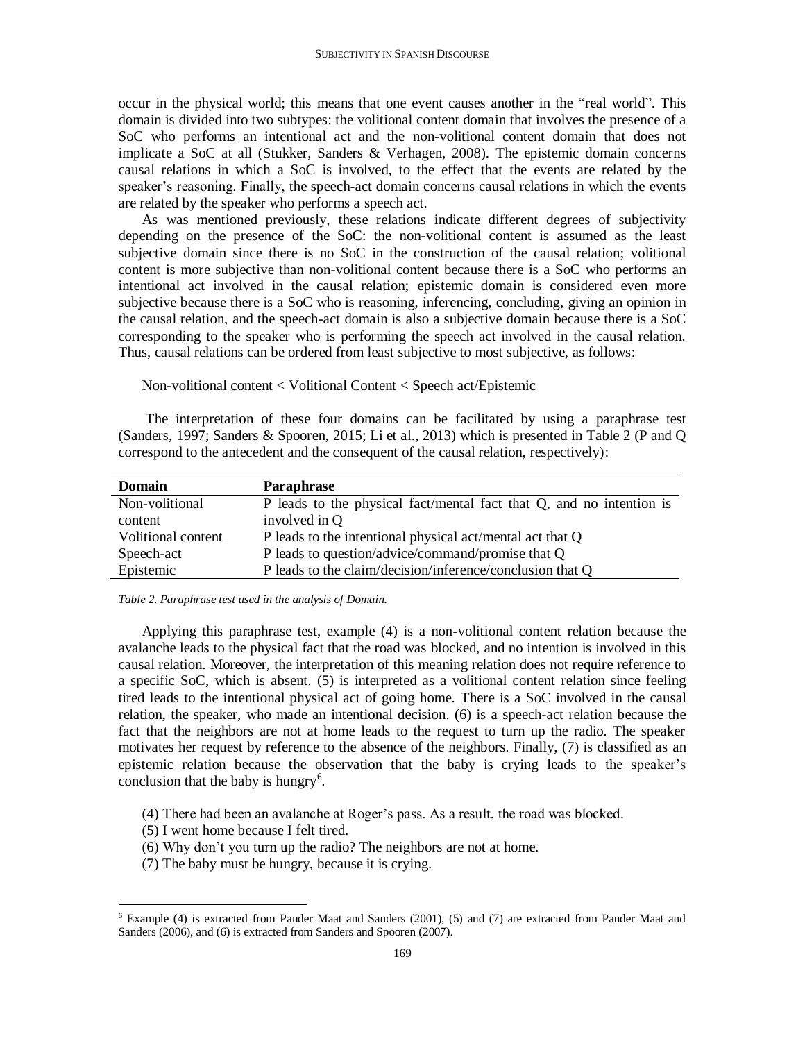occur in the physical world; this means that one event causes another in the "real world". This domain is divided into two subtypes: the volitional content domain that involves the presence of a SoC who performs an intentional act and the non-volitional content domain that does not implicate a SoC at all (Stukker, Sanders & Verhagen, 2008). The epistemic domain concerns causal relations in which a SoC is involved, to the effect that the events are related by the speaker's reasoning. Finally, the speech-act domain concerns causal relations in which the events are related by the speaker who performs a speech act.

As was mentioned previously, these relations indicate different degrees of subjectivity depending on the presence of the SoC: the non-volitional content is assumed as the least subjective domain since there is no SoC in the construction of the causal relation; volitional content is more subjective than non-volitional content because there is a SoC who performs an intentional act involved in the causal relation; epistemic domain is considered even more subjective because there is a SoC who is reasoning, inferencing, concluding, giving an opinion in the causal relation, and the speech-act domain is also a subjective domain because there is a SoC corresponding to the speaker who is performing the speech act involved in the causal relation. Thus, causal relations can be ordered from least subjective to most subjective, as follows:

Non-volitional content < Volitional Content < Speech act/Epistemic

The interpretation of these four domains can be facilitated by using a paraphrase test (Sanders, 1997; Sanders & Spooren, 2015; Li et al., 2013) which is presented in Table 2 (P and Q correspond to the antecedent and the consequent of the causal relation, respectively):

| **Domain** | **Paraphrase** |
|---|---|
| Non-volitional content | P leads to the physical fact/mental fact that Q, and no intention is involved in Q |
| Volitional content | P leads to the intentional physical act/mental act that Q |
| Speech-act | P leads to question/advice/command/promise that Q |
| Epistemic | P leads to the claim/decision/inference/conclusion that Q |

*Table 2. Paraphrase test used in the analysis of Domain.*

Applying this paraphrase test, example (4) is a non-volitional content relation because the avalanche leads to the physical fact that the road was blocked, and no intention is involved in this causal relation. Moreover, the interpretation of this meaning relation does not require reference to a specific SoC, which is absent. (5) is interpreted as a volitional content relation since feeling tired leads to the intentional physical act of going home. There is a SoC involved in the causal relation, the speaker, who made an intentional decision. (6) is a speech-act relation because the fact that the neighbors are not at home leads to the request to turn up the radio. The speaker motivates her request by reference to the absence of the neighbors. Finally, (7) is classified as an epistemic relation because the observation that the baby is crying leads to the speaker's conclusion that the baby is hungry[6].

(4) There had been an avalanche at Roger's pass. As a result, the road was blocked.
(5) I went home because I felt tired.
(6) Why don't you turn up the radio? The neighbors are not at home.
(7) The baby must be hungry, because it is crying.

[6] Example (4) is extracted from Pander Maat and Sanders (2001), (5) and (7) are extracted from Pander Maat and Sanders (2006), and (6) is extracted from Sanders and Spooren (2007).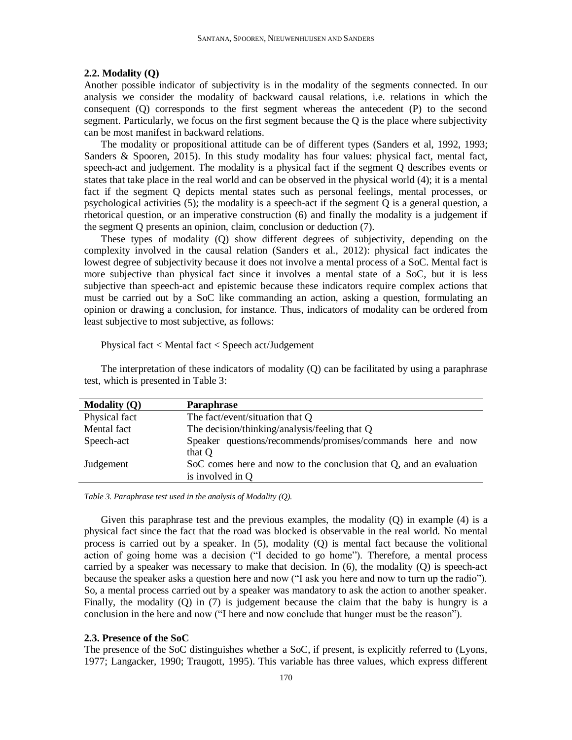### 2.2. Modality (Q)

Another possible indicator of subjectivity is in the modality of the segments connected. In our analysis we consider the modality of backward causal relations, i.e. relations in which the consequent (Q) corresponds to the first segment whereas the antecedent (P) to the second segment. Particularly, we focus on the first segment because the Q is the place where subjectivity can be most manifest in backward relations.

The modality or propositional attitude can be of different types (Sanders et al, 1992, 1993; Sanders & Spooren, 2015). In this study modality has four values: physical fact, mental fact, speech-act and judgement. The modality is a physical fact if the segment Q describes events or states that take place in the real world and can be observed in the physical world (4); it is a mental fact if the segment Q depicts mental states such as personal feelings, mental processes, or psychological activities (5); the modality is a speech-act if the segment Q is a general question, a rhetorical question, or an imperative construction (6) and finally the modality is a judgement if the segment Q presents an opinion, claim, conclusion or deduction (7).

These types of modality (Q) show different degrees of subjectivity, depending on the complexity involved in the causal relation (Sanders et al., 2012): physical fact indicates the lowest degree of subjectivity because it does not involve a mental process of a SoC. Mental fact is more subjective than physical fact since it involves a mental state of a SoC, but it is less subjective than speech-act and epistemic because these indicators require complex actions that must be carried out by a SoC like commanding an action, asking a question, formulating an opinion or drawing a conclusion, for instance. Thus, indicators of modality can be ordered from least subjective to most subjective, as follows:

Physical fact < Mental fact < Speech act/Judgement

The interpretation of these indicators of modality (Q) can be facilitated by using a paraphrase test, which is presented in Table 3:

| Modality (Q) | Paraphrase |
|---|---|
| Physical fact | The fact/event/situation that Q |
| Mental fact | The decision/thinking/analysis/feeling that Q |
| Speech-act | Speaker questions/recommends/promises/commands here and now that Q |
| Judgement | SoC comes here and now to the conclusion that Q, and an evaluation is involved in Q |

*Table 3. Paraphrase test used in the analysis of Modality (Q).*

Given this paraphrase test and the previous examples, the modality (Q) in example (4) is a physical fact since the fact that the road was blocked is observable in the real world. No mental process is carried out by a speaker. In (5), modality (Q) is mental fact because the volitional action of going home was a decision ("I decided to go home"). Therefore, a mental process carried by a speaker was necessary to make that decision. In (6), the modality (Q) is speech-act because the speaker asks a question here and now ("I ask you here and now to turn up the radio"). So, a mental process carried out by a speaker was mandatory to ask the action to another speaker. Finally, the modality (Q) in (7) is judgement because the claim that the baby is hungry is a conclusion in the here and now ("I here and now conclude that hunger must be the reason").

### 2.3. Presence of the SoC

The presence of the SoC distinguishes whether a SoC, if present, is explicitly referred to (Lyons, 1977; Langacker, 1990; Traugott, 1995). This variable has three values, which express different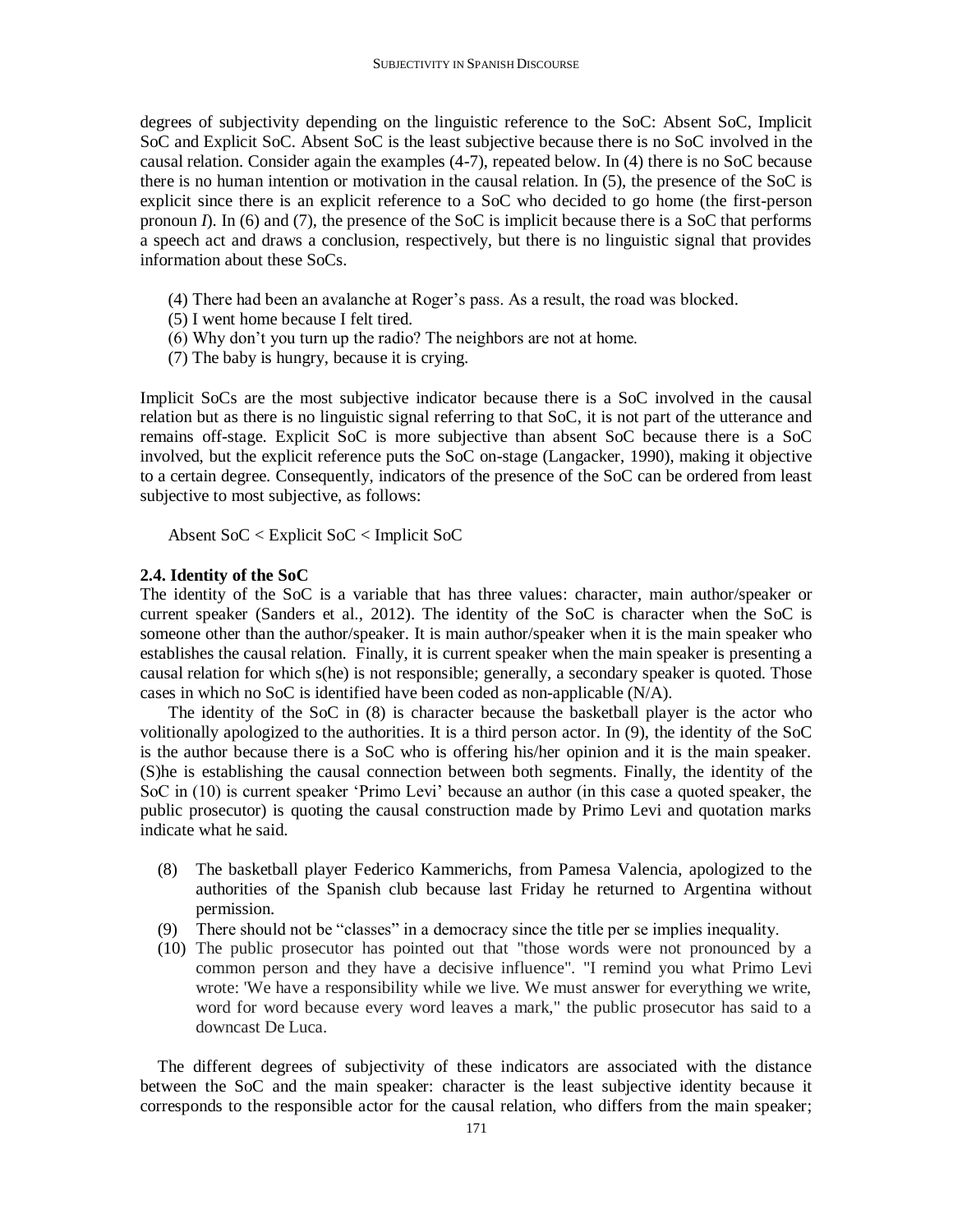degrees of subjectivity depending on the linguistic reference to the SoC: Absent SoC, Implicit SoC and Explicit SoC. Absent SoC is the least subjective because there is no SoC involved in the causal relation. Consider again the examples (4-7), repeated below. In (4) there is no SoC because there is no human intention or motivation in the causal relation. In (5), the presence of the SoC is explicit since there is an explicit reference to a SoC who decided to go home (the first-person pronoun *I*). In (6) and (7), the presence of the SoC is implicit because there is a SoC that performs a speech act and draws a conclusion, respectively, but there is no linguistic signal that provides information about these SoCs.

(4) There had been an avalanche at Roger's pass. As a result, the road was blocked.
(5) I went home because I felt tired.
(6) Why don't you turn up the radio? The neighbors are not at home.
(7) The baby is hungry, because it is crying.

Implicit SoCs are the most subjective indicator because there is a SoC involved in the causal relation but as there is no linguistic signal referring to that SoC, it is not part of the utterance and remains off-stage. Explicit SoC is more subjective than absent SoC because there is a SoC involved, but the explicit reference puts the SoC on-stage (Langacker, 1990), making it objective to a certain degree. Consequently, indicators of the presence of the SoC can be ordered from least subjective to most subjective, as follows:

Absent SoC < Explicit SoC < Implicit SoC

### 2.4. Identity of the SoC

The identity of the SoC is a variable that has three values: character, main author/speaker or current speaker (Sanders et al., 2012). The identity of the SoC is character when the SoC is someone other than the author/speaker. It is main author/speaker when it is the main speaker who establishes the causal relation. Finally, it is current speaker when the main speaker is presenting a causal relation for which s(he) is not responsible; generally, a secondary speaker is quoted. Those cases in which no SoC is identified have been coded as non-applicable (N/A).

The identity of the SoC in (8) is character because the basketball player is the actor who volitionally apologized to the authorities. It is a third person actor. In (9), the identity of the SoC is the author because there is a SoC who is offering his/her opinion and it is the main speaker. (S)he is establishing the causal connection between both segments. Finally, the identity of the SoC in (10) is current speaker 'Primo Levi' because an author (in this case a quoted speaker, the public prosecutor) is quoting the causal construction made by Primo Levi and quotation marks indicate what he said.

(8) The basketball player Federico Kammerichs, from Pamesa Valencia, apologized to the authorities of the Spanish club because last Friday he returned to Argentina without permission.
(9) There should not be "classes" in a democracy since the title per se implies inequality.
(10) The public prosecutor has pointed out that "those words were not pronounced by a common person and they have a decisive influence". "I remind you what Primo Levi wrote: 'We have a responsibility while we live. We must answer for everything we write, word for word because every word leaves a mark," the public prosecutor has said to a downcast De Luca.

The different degrees of subjectivity of these indicators are associated with the distance between the SoC and the main speaker: character is the least subjective identity because it corresponds to the responsible actor for the causal relation, who differs from the main speaker;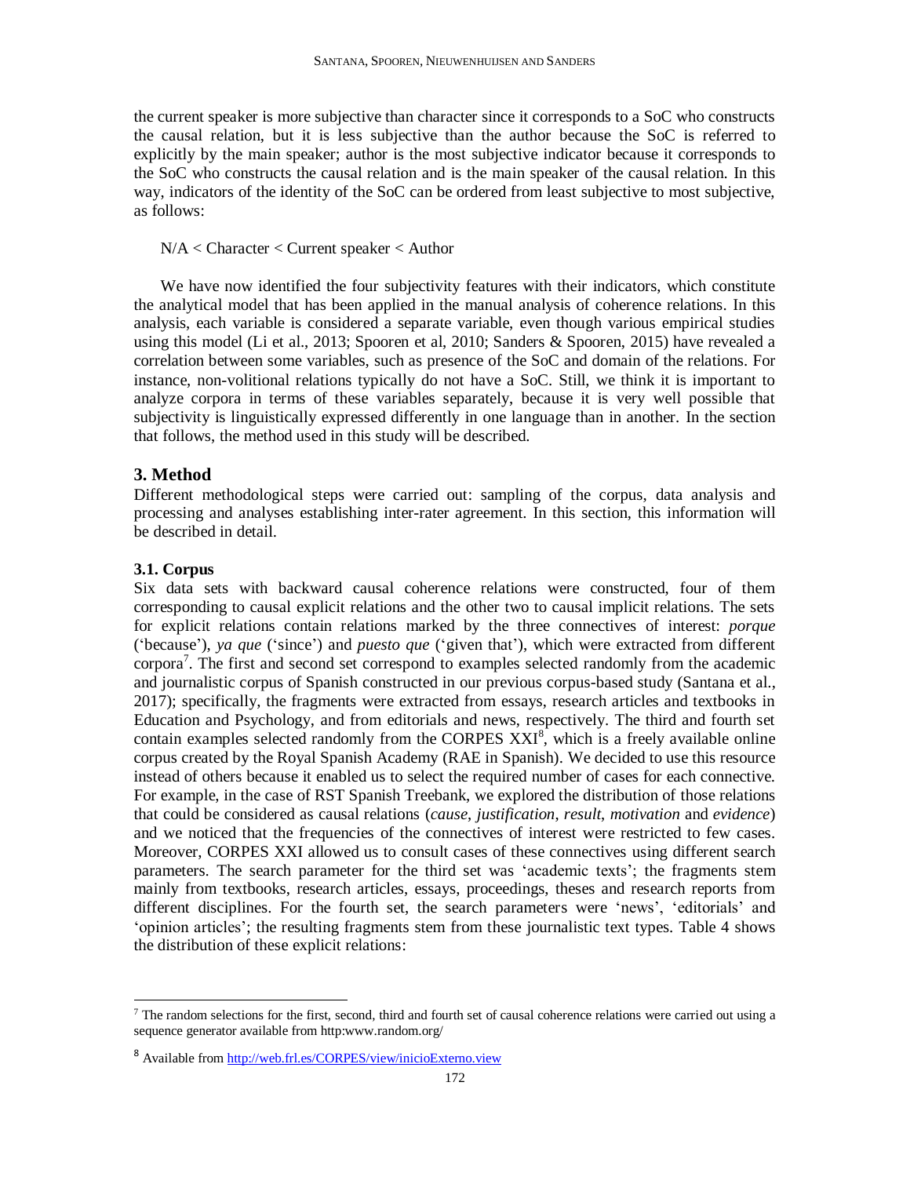the current speaker is more subjective than character since it corresponds to a SoC who constructs the causal relation, but it is less subjective than the author because the SoC is referred to explicitly by the main speaker; author is the most subjective indicator because it corresponds to the SoC who constructs the causal relation and is the main speaker of the causal relation. In this way, indicators of the identity of the SoC can be ordered from least subjective to most subjective, as follows:

N/A < Character < Current speaker < Author

We have now identified the four subjectivity features with their indicators, which constitute the analytical model that has been applied in the manual analysis of coherence relations. In this analysis, each variable is considered a separate variable, even though various empirical studies using this model (Li et al., 2013; Spooren et al, 2010; Sanders & Spooren, 2015) have revealed a correlation between some variables, such as presence of the SoC and domain of the relations. For instance, non-volitional relations typically do not have a SoC. Still, we think it is important to analyze corpora in terms of these variables separately, because it is very well possible that subjectivity is linguistically expressed differently in one language than in another. In the section that follows, the method used in this study will be described.

## 3. Method

Different methodological steps were carried out: sampling of the corpus, data analysis and processing and analyses establishing inter-rater agreement. In this section, this information will be described in detail.

### 3.1. Corpus

Six data sets with backward causal coherence relations were constructed, four of them corresponding to causal explicit relations and the other two to causal implicit relations. The sets for explicit relations contain relations marked by the three connectives of interest: *porque* ('because'), *ya que* ('since') and *puesto que* ('given that'), which were extracted from different corpora[7]. The first and second set correspond to examples selected randomly from the academic and journalistic corpus of Spanish constructed in our previous corpus-based study (Santana et al., 2017); specifically, the fragments were extracted from essays, research articles and textbooks in Education and Psychology, and from editorials and news, respectively. The third and fourth set contain examples selected randomly from the CORPES XXI[8], which is a freely available online corpus created by the Royal Spanish Academy (RAE in Spanish). We decided to use this resource instead of others because it enabled us to select the required number of cases for each connective. For example, in the case of RST Spanish Treebank, we explored the distribution of those relations that could be considered as causal relations (*cause*, *justification*, *result*, *motivation* and *evidence*) and we noticed that the frequencies of the connectives of interest were restricted to few cases. Moreover, CORPES XXI allowed us to consult cases of these connectives using different search parameters. The search parameter for the third set was 'academic texts'; the fragments stem mainly from textbooks, research articles, essays, proceedings, theses and research reports from different disciplines. For the fourth set, the search parameters were 'news', 'editorials' and 'opinion articles'; the resulting fragments stem from these journalistic text types. Table 4 shows the distribution of these explicit relations:

---

[7] The random selections for the first, second, third and fourth set of causal coherence relations were carried out using a sequence generator available from http:www.random.org/

[8] Available from http://web.frl.es/CORPES/view/inicioExterno.view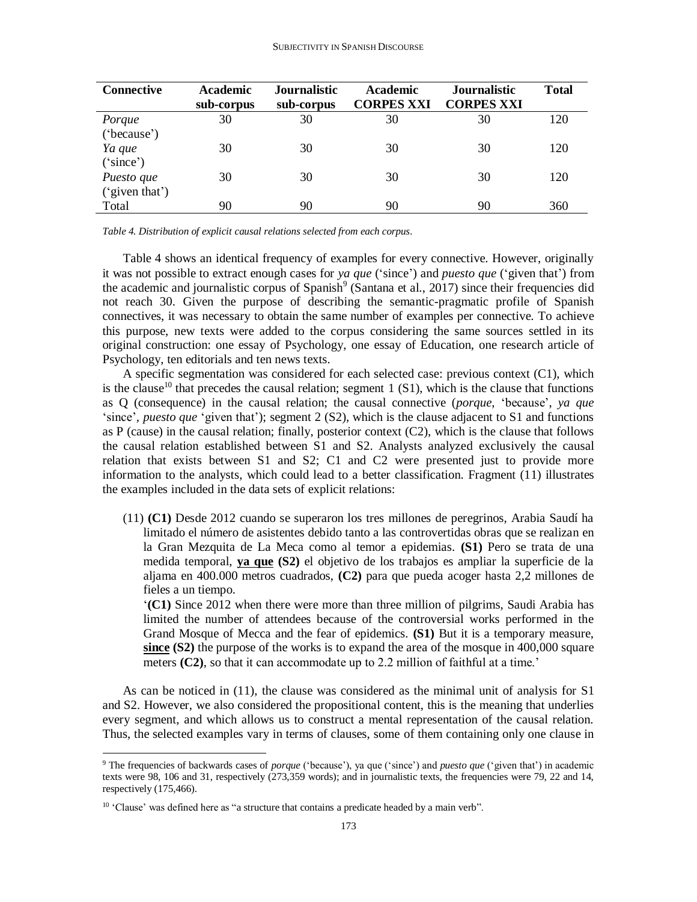| Connective | Academic sub-corpus | Journalistic sub-corpus | Academic CORPES XXI | Journalistic CORPES XXI | Total |
|---|---|---|---|---|---|
| *Porque* ('because') | 30 | 30 | 30 | 30 | 120 |
| *Ya que* ('since') | 30 | 30 | 30 | 30 | 120 |
| *Puesto que* ('given that') | 30 | 30 | 30 | 30 | 120 |
| Total | 90 | 90 | 90 | 90 | 360 |

*Table 4. Distribution of explicit causal relations selected from each corpus.*

Table 4 shows an identical frequency of examples for every connective. However, originally it was not possible to extract enough cases for *ya que* ('since') and *puesto que* ('given that') from the academic and journalistic corpus of Spanish[9] (Santana et al., 2017) since their frequencies did not reach 30. Given the purpose of describing the semantic-pragmatic profile of Spanish connectives, it was necessary to obtain the same number of examples per connective. To achieve this purpose, new texts were added to the corpus considering the same sources settled in its original construction: one essay of Psychology, one essay of Education, one research article of Psychology, ten editorials and ten news texts.

A specific segmentation was considered for each selected case: previous context (C1), which is the clause[10] that precedes the causal relation; segment 1 (S1), which is the clause that functions as Q (consequence) in the causal relation; the causal connective (*porque,* 'because', *ya que* 'since', *puesto que* 'given that'); segment 2 (S2), which is the clause adjacent to S1 and functions as P (cause) in the causal relation; finally, posterior context (C2), which is the clause that follows the causal relation established between S1 and S2. Analysts analyzed exclusively the causal relation that exists between S1 and S2; C1 and C2 were presented just to provide more information to the analysts, which could lead to a better classification. Fragment (11) illustrates the examples included in the data sets of explicit relations:

(11) **(C1)** Desde 2012 cuando se superaron los tres millones de peregrinos, Arabia Saudí ha limitado el número de asistentes debido tanto a las controvertidas obras que se realizan en la Gran Mezquita de La Meca como al temor a epidemias. **(S1)** Pero se trata de una medida temporal, **ya que** **(S2)** el objetivo de los trabajos es ampliar la superficie de la aljama en 400.000 metros cuadrados, **(C2)** para que pueda acoger hasta 2,2 millones de fieles a un tiempo.

'**(C1)** Since 2012 when there were more than three million of pilgrims, Saudi Arabia has limited the number of attendees because of the controversial works performed in the Grand Mosque of Mecca and the fear of epidemics. **(S1)** But it is a temporary measure, **since** **(S2)** the purpose of the works is to expand the area of the mosque in 400,000 square meters **(C2)**, so that it can accommodate up to 2.2 million of faithful at a time.'

As can be noticed in (11), the clause was considered as the minimal unit of analysis for S1 and S2. However, we also considered the propositional content, this is the meaning that underlies every segment, and which allows us to construct a mental representation of the causal relation. Thus, the selected examples vary in terms of clauses, some of them containing only one clause in

---

[9] The frequencies of backwards cases of *porque* ('because'), ya que ('since') and *puesto que* ('given that') in academic texts were 98, 106 and 31, respectively (273,359 words); and in journalistic texts, the frequencies were 79, 22 and 14, respectively (175,466).

[10] 'Clause' was defined here as "a structure that contains a predicate headed by a main verb".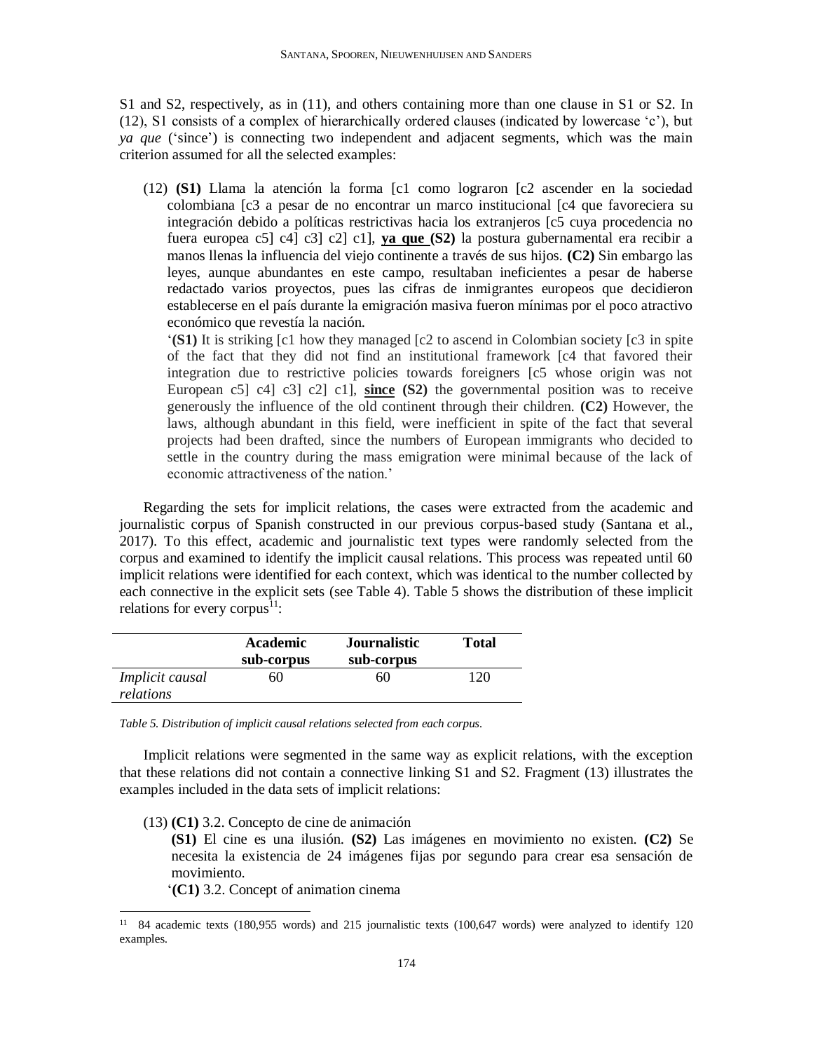S1 and S2, respectively, as in (11), and others containing more than one clause in S1 or S2. In (12), S1 consists of a complex of hierarchically ordered clauses (indicated by lowercase 'c'), but *ya que* ('since') is connecting two independent and adjacent segments, which was the main criterion assumed for all the selected examples:

(12) **(S1)** Llama la atención la forma [c1 como lograron [c2 ascender en la sociedad colombiana [c3 a pesar de no encontrar un marco institucional [c4 que favoreciera su integración debido a políticas restrictivas hacia los extranjeros [c5 cuya procedencia no fuera europea c5] c4] c3] c2] c1], **ya que** **(S2)** la postura gubernamental era recibir a manos llenas la influencia del viejo continente a través de sus hijos. **(C2)** Sin embargo las leyes, aunque abundantes en este campo, resultaban ineficientes a pesar de haberse redactado varios proyectos, pues las cifras de inmigrantes europeos que decidieron establecerse en el país durante la emigración masiva fueron mínimas por el poco atractivo económico que revestía la nación.

'**(S1)** It is striking [c1 how they managed [c2 to ascend in Colombian society [c3 in spite of the fact that they did not find an institutional framework [c4 that favored their integration due to restrictive policies towards foreigners [c5 whose origin was not European c5] c4] c3] c2] c1], **since** **(S2)** the governmental position was to receive generously the influence of the old continent through their children. **(C2)** However, the laws, although abundant in this field, were inefficient in spite of the fact that several projects had been drafted, since the numbers of European immigrants who decided to settle in the country during the mass emigration were minimal because of the lack of economic attractiveness of the nation.'

Regarding the sets for implicit relations, the cases were extracted from the academic and journalistic corpus of Spanish constructed in our previous corpus-based study (Santana et al., 2017). To this effect, academic and journalistic text types were randomly selected from the corpus and examined to identify the implicit causal relations. This process was repeated until 60 implicit relations were identified for each context, which was identical to the number collected by each connective in the explicit sets (see Table 4). Table 5 shows the distribution of these implicit relations for every corpus[11]:

| | Academic sub-corpus | Journalistic sub-corpus | Total |
|---|---|---|---|
| *Implicit causal relations* | 60 | 60 | 120 |

*Table 5. Distribution of implicit causal relations selected from each corpus.*

Implicit relations were segmented in the same way as explicit relations, with the exception that these relations did not contain a connective linking S1 and S2. Fragment (13) illustrates the examples included in the data sets of implicit relations:

(13) **(C1)** 3.2. Concepto de cine de animación

**(S1)** El cine es una ilusión. **(S2)** Las imágenes en movimiento no existen. **(C2)** Se necesita la existencia de 24 imágenes fijas por segundo para crear esa sensación de movimiento.

'**(C1)** 3.2. Concept of animation cinema

[11] 84 academic texts (180,955 words) and 215 journalistic texts (100,647 words) were analyzed to identify 120 examples.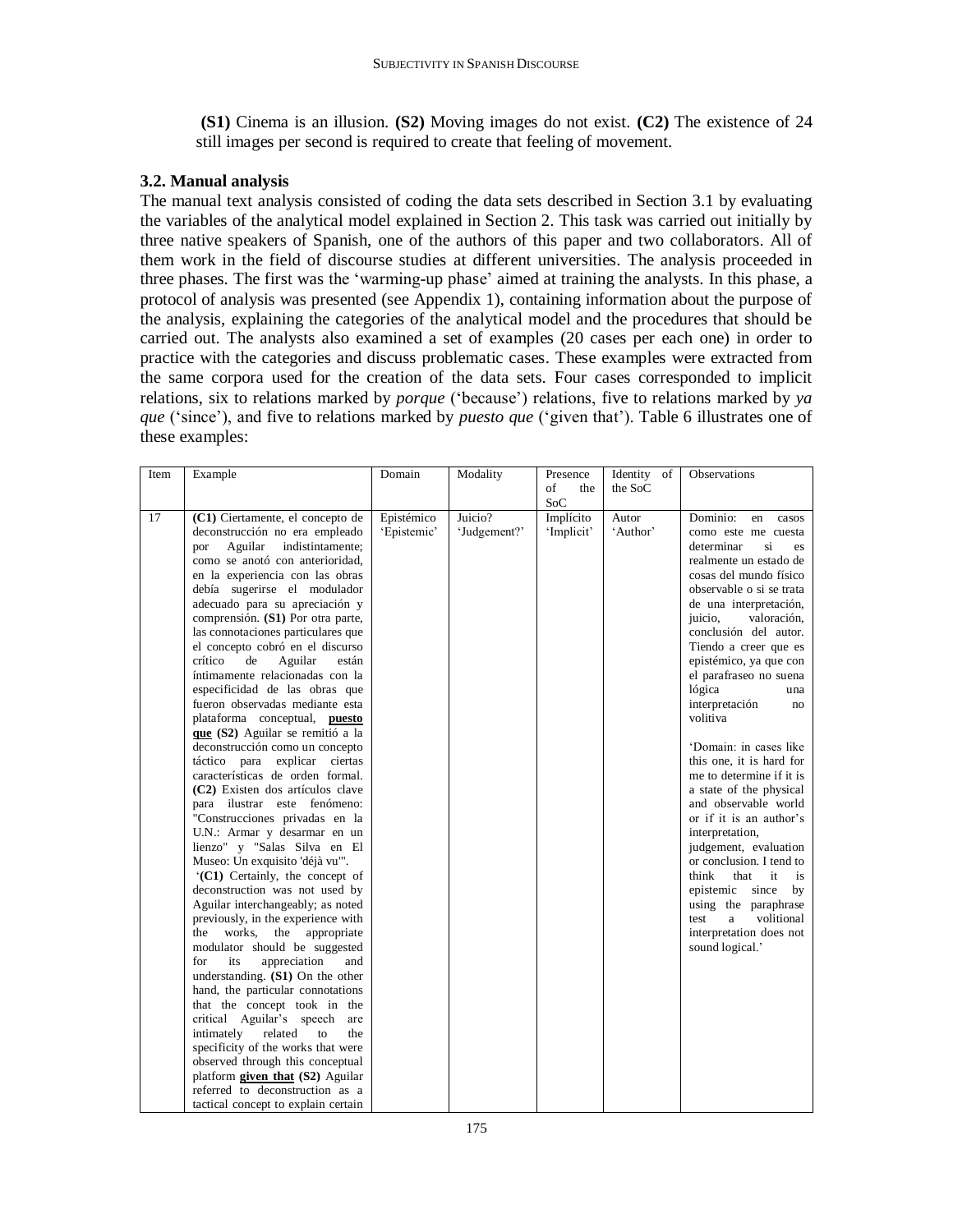**(S1)** Cinema is an illusion. **(S2)** Moving images do not exist. **(C2)** The existence of 24 still images per second is required to create that feeling of movement.

### 3.2. Manual analysis

The manual text analysis consisted of coding the data sets described in Section 3.1 by evaluating the variables of the analytical model explained in Section 2. This task was carried out initially by three native speakers of Spanish, one of the authors of this paper and two collaborators. All of them work in the field of discourse studies at different universities. The analysis proceeded in three phases. The first was the 'warming-up phase' aimed at training the analysts. In this phase, a protocol of analysis was presented (see Appendix 1), containing information about the purpose of the analysis, explaining the categories of the analytical model and the procedures that should be carried out. The analysts also examined a set of examples (20 cases per each one) in order to practice with the categories and discuss problematic cases. These examples were extracted from the same corpora used for the creation of the data sets. Four cases corresponded to implicit relations, six to relations marked by *porque* ('because') relations, five to relations marked by *ya que* ('since'), and five to relations marked by *puesto que* ('given that'). Table 6 illustrates one of these examples:

| Item | Example | Domain | Modality | Presence of the SoC | Identity of the SoC | Observations |
|---|---|---|---|---|---|---|
| 17 | **(C1)** Ciertamente, el concepto de deconstrucción no era empleado por Aguilar indistintamente; como se anotó con anterioridad, en la experiencia con las obras debía sugerirse el modulador adecuado para su apreciación y comprensión. **(S1)** Por otra parte, las connotaciones particulares que el concepto cobró en el discurso crítico de Aguilar están íntimamente relacionadas con la especificidad de las obras que fueron observadas mediante esta plataforma conceptual, **puesto que** **(S2)** Aguilar se remitió a la deconstrucción como un concepto táctico para explicar ciertas características de orden formal. **(C2)** Existen dos artículos clave para ilustrar este fenómeno: "Construcciones privadas en la U.N.: Armar y desarmar en un lienzo" y "Salas Silva en El Museo: Un exquisito 'déjà vu'".<br><br>'**(C1)** Certainly, the concept of deconstruction was not used by Aguilar interchangeably; as noted previously, in the experience with the works, the appropriate modulator should be suggested for its appreciation and understanding. **(S1)** On the other hand, the particular connotations that the concept took in the critical Aguilar's speech are intimately related to the specificity of the works that were observed through this conceptual platform **given that** **(S2)** Aguilar referred to deconstruction as a tactical concept to explain certain | Epistémico 'Epistemic' | Juicio? 'Judgement?' | Implícito 'Implicit' | Autor 'Author' | Dominio: en casos como este me cuesta determinar si es realmente un estado de cosas del mundo físico observable o si se trata de una interpretación, juicio, valoración, conclusión del autor. Tiendo a creer que es epistémico, ya que con el parafraseo no suena lógica una interpretación no volitiva<br><br>'Domain: in cases like this one, it is hard for me to determine if it is a state of the physical and observable world or if it is an author's interpretation, judgement, evaluation or conclusion. I tend to think that it is epistemic since by using the paraphrase test a volitional interpretation does not sound logical.' |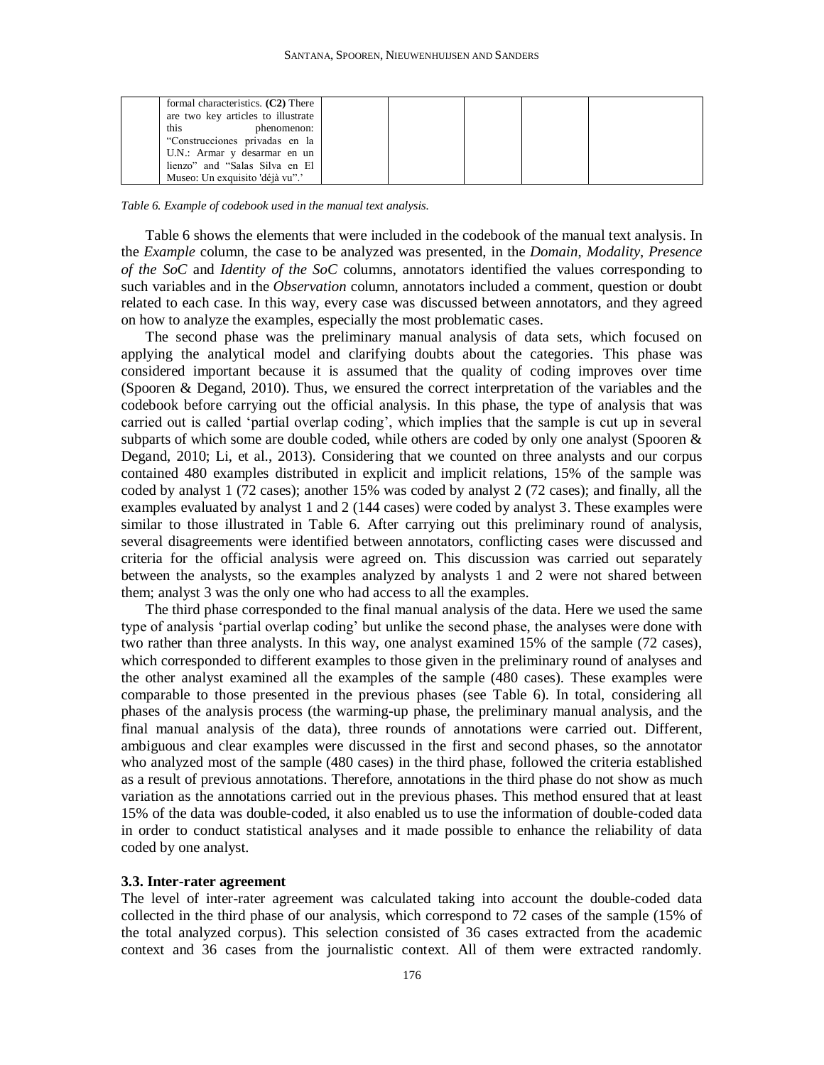| | formal characteristics. **(C2)** There are two key articles to illustrate this phenomenon: "Construcciones privadas en la U.N.: Armar y desarmar en un lienzo" and "Salas Silva en El Museo: Un exquisito 'déjà vu"'.' | | | | | |
|---|---|---|---|---|---|---|

*Table 6. Example of codebook used in the manual text analysis.*

Table 6 shows the elements that were included in the codebook of the manual text analysis. In the *Example* column, the case to be analyzed was presented, in the *Domain*, *Modality*, *Presence of the SoC* and *Identity of the SoC* columns, annotators identified the values corresponding to such variables and in the *Observation* column, annotators included a comment, question or doubt related to each case. In this way, every case was discussed between annotators, and they agreed on how to analyze the examples, especially the most problematic cases.

The second phase was the preliminary manual analysis of data sets, which focused on applying the analytical model and clarifying doubts about the categories. This phase was considered important because it is assumed that the quality of coding improves over time (Spooren & Degand, 2010). Thus, we ensured the correct interpretation of the variables and the codebook before carrying out the official analysis. In this phase, the type of analysis that was carried out is called 'partial overlap coding', which implies that the sample is cut up in several subparts of which some are double coded, while others are coded by only one analyst (Spooren & Degand, 2010; Li, et al., 2013). Considering that we counted on three analysts and our corpus contained 480 examples distributed in explicit and implicit relations, 15% of the sample was coded by analyst 1 (72 cases); another 15% was coded by analyst 2 (72 cases); and finally, all the examples evaluated by analyst 1 and 2 (144 cases) were coded by analyst 3. These examples were similar to those illustrated in Table 6. After carrying out this preliminary round of analysis, several disagreements were identified between annotators, conflicting cases were discussed and criteria for the official analysis were agreed on. This discussion was carried out separately between the analysts, so the examples analyzed by analysts 1 and 2 were not shared between them; analyst 3 was the only one who had access to all the examples.

The third phase corresponded to the final manual analysis of the data. Here we used the same type of analysis 'partial overlap coding' but unlike the second phase, the analyses were done with two rather than three analysts. In this way, one analyst examined 15% of the sample (72 cases), which corresponded to different examples to those given in the preliminary round of analyses and the other analyst examined all the examples of the sample (480 cases). These examples were comparable to those presented in the previous phases (see Table 6). In total, considering all phases of the analysis process (the warming-up phase, the preliminary manual analysis, and the final manual analysis of the data), three rounds of annotations were carried out. Different, ambiguous and clear examples were discussed in the first and second phases, so the annotator who analyzed most of the sample (480 cases) in the third phase, followed the criteria established as a result of previous annotations. Therefore, annotations in the third phase do not show as much variation as the annotations carried out in the previous phases. This method ensured that at least 15% of the data was double-coded, it also enabled us to use the information of double-coded data in order to conduct statistical analyses and it made possible to enhance the reliability of data coded by one analyst.

### 3.3. Inter-rater agreement

The level of inter-rater agreement was calculated taking into account the double-coded data collected in the third phase of our analysis, which correspond to 72 cases of the sample (15% of the total analyzed corpus). This selection consisted of 36 cases extracted from the academic context and 36 cases from the journalistic context. All of them were extracted randomly.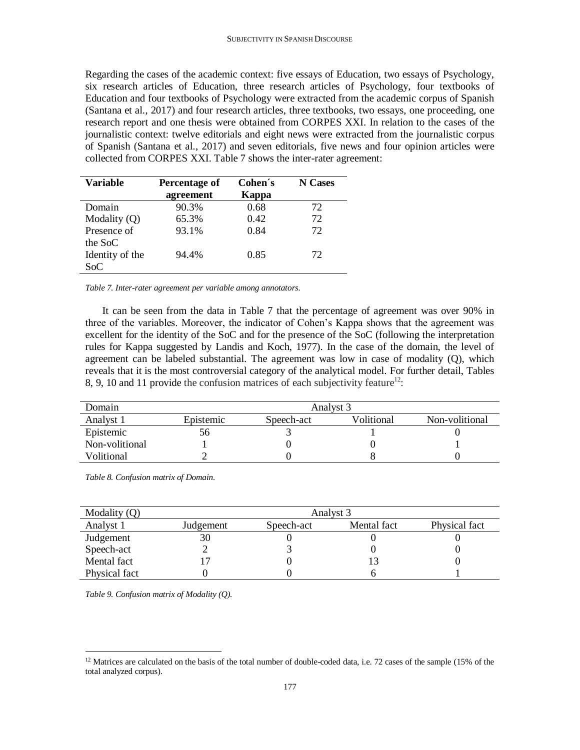Regarding the cases of the academic context: five essays of Education, two essays of Psychology, six research articles of Education, three research articles of Psychology, four textbooks of Education and four textbooks of Psychology were extracted from the academic corpus of Spanish (Santana et al., 2017) and four research articles, three textbooks, two essays, one proceeding, one research report and one thesis were obtained from CORPES XXI. In relation to the cases of the journalistic context: twelve editorials and eight news were extracted from the journalistic corpus of Spanish (Santana et al., 2017) and seven editorials, five news and four opinion articles were collected from CORPES XXI. Table 7 shows the inter-rater agreement:

| Variable | Percentage of agreement | Cohen´s Kappa | N Cases |
|---|---|---|---|
| Domain | 90.3% | 0.68 | 72 |
| Modality (Q) | 65.3% | 0.42 | 72 |
| Presence of the SoC | 93.1% | 0.84 | 72 |
| Identity of the SoC | 94.4% | 0.85 | 72 |

*Table 7. Inter-rater agreement per variable among annotators.*

It can be seen from the data in Table 7 that the percentage of agreement was over 90% in three of the variables. Moreover, the indicator of Cohen's Kappa shows that the agreement was excellent for the identity of the SoC and for the presence of the SoC (following the interpretation rules for Kappa suggested by Landis and Koch, 1977). In the case of the domain, the level of agreement can be labeled substantial. The agreement was low in case of modality (Q), which reveals that it is the most controversial category of the analytical model. For further detail, Tables 8, 9, 10 and 11 provide the confusion matrices of each subjectivity feature[12]:

| Domain | Analyst 3 | | | |
|---|---|---|---|---|
| Analyst 1 | Epistemic | Speech-act | Volitional | Non-volitional |
| Epistemic | 56 | 3 | 1 | 0 |
| Non-volitional | 1 | 0 | 0 | 1 |
| Volitional | 2 | 0 | 8 | 0 |

*Table 8. Confusion matrix of Domain.*

| Modality (Q) | Analyst 3 | | | |
|---|---|---|---|---|
| Analyst 1 | Judgement | Speech-act | Mental fact | Physical fact |
| Judgement | 30 | 0 | 0 | 0 |
| Speech-act | 2 | 3 | 0 | 0 |
| Mental fact | 17 | 0 | 13 | 0 |
| Physical fact | 0 | 0 | 6 | 1 |

*Table 9. Confusion matrix of Modality (Q).*

[12] Matrices are calculated on the basis of the total number of double-coded data, i.e. 72 cases of the sample (15% of the total analyzed corpus).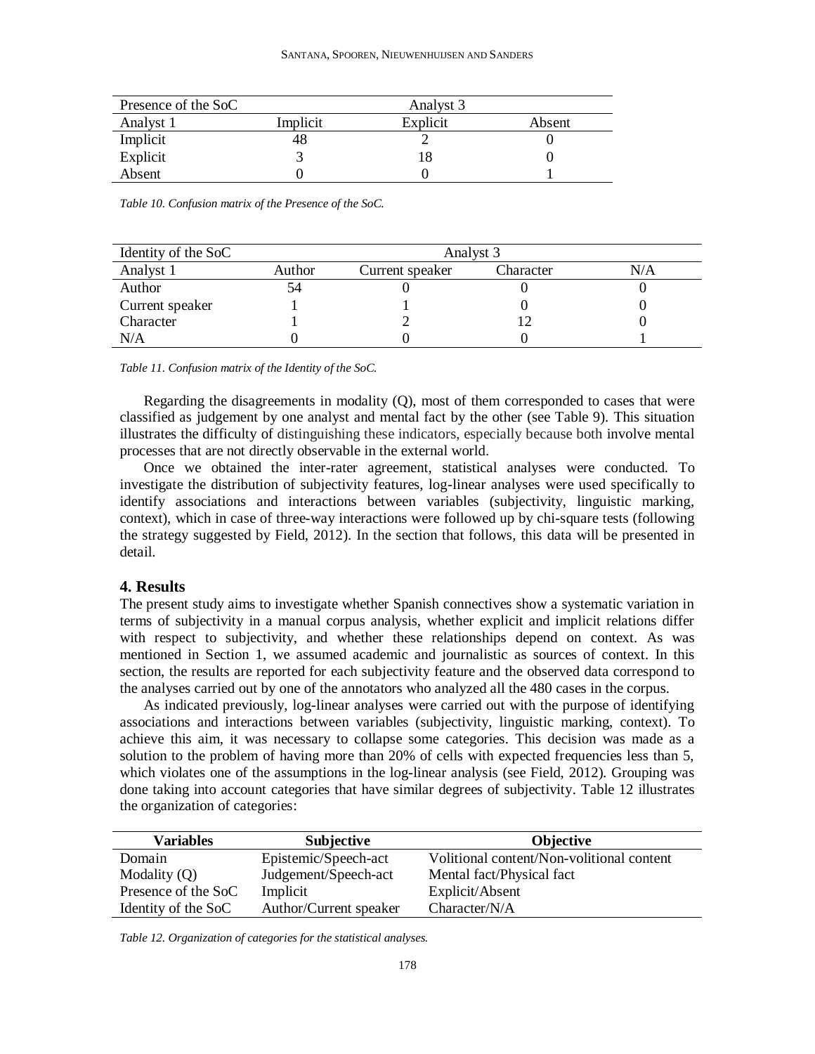| Presence of the SoC | Analyst 3 | | |
|---|---|---|---|
| Analyst 1 | Implicit | Explicit | Absent |
| Implicit | 48 | 2 | 0 |
| Explicit | 3 | 18 | 0 |
| Absent | 0 | 0 | 1 |

*Table 10. Confusion matrix of the Presence of the SoC.*

| Identity of the SoC | Analyst 3 | | | |
|---|---|---|---|---|
| Analyst 1 | Author | Current speaker | Character | N/A |
| Author | 54 | 0 | 0 | 0 |
| Current speaker | 1 | 1 | 0 | 0 |
| Character | 1 | 2 | 12 | 0 |
| N/A | 0 | 0 | 0 | 1 |

*Table 11. Confusion matrix of the Identity of the SoC.*

Regarding the disagreements in modality (Q), most of them corresponded to cases that were classified as judgement by one analyst and mental fact by the other (see Table 9). This situation illustrates the difficulty of distinguishing these indicators, especially because both involve mental processes that are not directly observable in the external world.

Once we obtained the inter-rater agreement, statistical analyses were conducted. To investigate the distribution of subjectivity features, log-linear analyses were used specifically to identify associations and interactions between variables (subjectivity, linguistic marking, context), which in case of three-way interactions were followed up by chi-square tests (following the strategy suggested by Field, 2012). In the section that follows, this data will be presented in detail.

## 4. Results

The present study aims to investigate whether Spanish connectives show a systematic variation in terms of subjectivity in a manual corpus analysis, whether explicit and implicit relations differ with respect to subjectivity, and whether these relationships depend on context. As was mentioned in Section 1, we assumed academic and journalistic as sources of context. In this section, the results are reported for each subjectivity feature and the observed data correspond to the analyses carried out by one of the annotators who analyzed all the 480 cases in the corpus.

As indicated previously, log-linear analyses were carried out with the purpose of identifying associations and interactions between variables (subjectivity, linguistic marking, context). To achieve this aim, it was necessary to collapse some categories. This decision was made as a solution to the problem of having more than 20% of cells with expected frequencies less than 5, which violates one of the assumptions in the log-linear analysis (see Field, 2012). Grouping was done taking into account categories that have similar degrees of subjectivity. Table 12 illustrates the organization of categories:

| Variables | Subjective | Objective |
|---|---|---|
| Domain | Epistemic/Speech-act | Volitional content/Non-volitional content |
| Modality (Q) | Judgement/Speech-act | Mental fact/Physical fact |
| Presence of the SoC | Implicit | Explicit/Absent |
| Identity of the SoC | Author/Current speaker | Character/N/A |

*Table 12. Organization of categories for the statistical analyses.*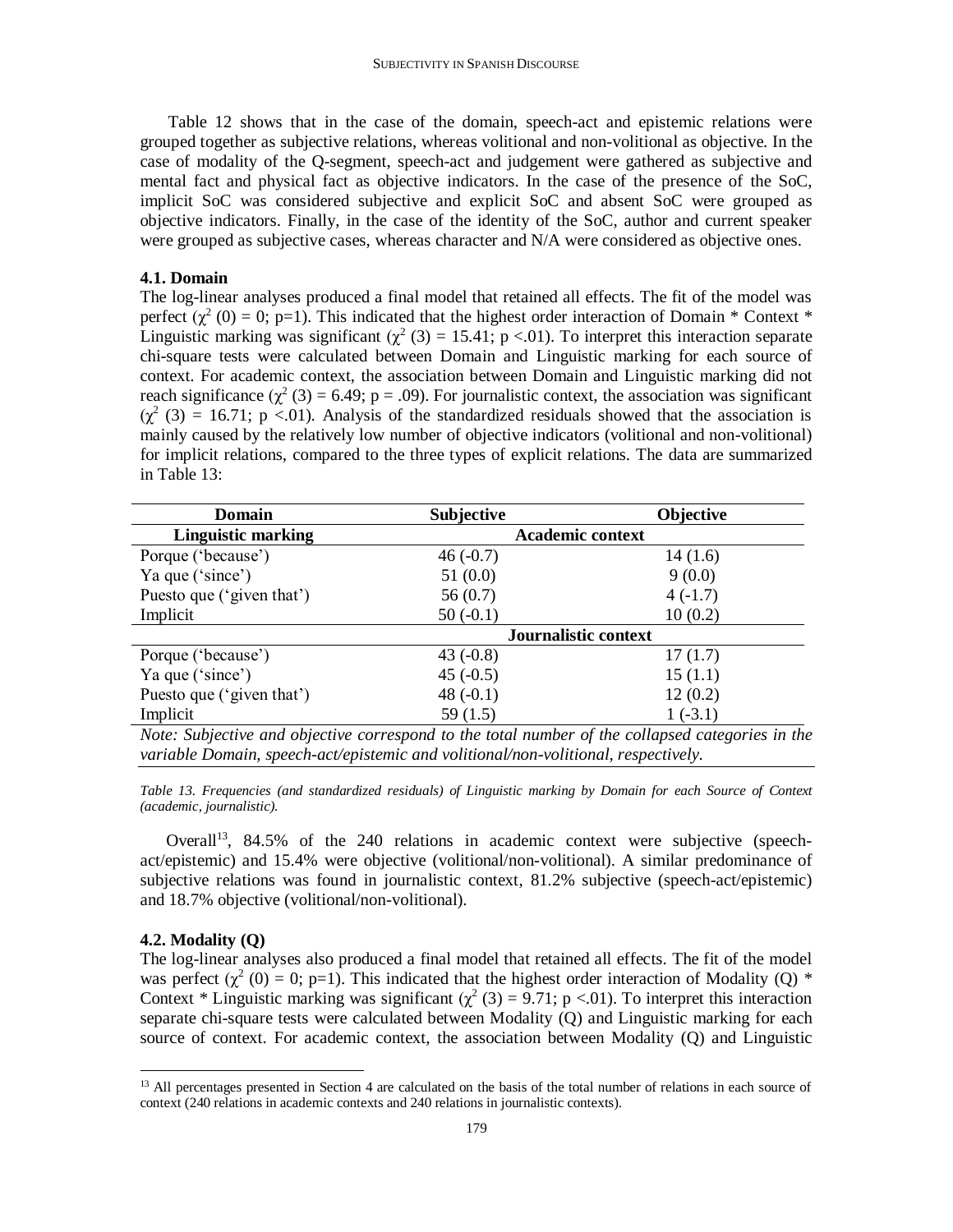Table 12 shows that in the case of the domain, speech-act and epistemic relations were grouped together as subjective relations, whereas volitional and non-volitional as objective. In the case of modality of the Q-segment, speech-act and judgement were gathered as subjective and mental fact and physical fact as objective indicators. In the case of the presence of the SoC, implicit SoC was considered subjective and explicit SoC and absent SoC were grouped as objective indicators. Finally, in the case of the identity of the SoC, author and current speaker were grouped as subjective cases, whereas character and N/A were considered as objective ones.

### 4.1. Domain

The log-linear analyses produced a final model that retained all effects. The fit of the model was perfect ($\chi^2$ (0) = 0; p=1). This indicated that the highest order interaction of Domain * Context * Linguistic marking was significant ($\chi^2$ (3) = 15.41; p <.01). To interpret this interaction separate chi-square tests were calculated between Domain and Linguistic marking for each source of context. For academic context, the association between Domain and Linguistic marking did not reach significance ($\chi^2$ (3) = 6.49; p = .09). For journalistic context, the association was significant ($\chi^2$ (3) = 16.71; p <.01). Analysis of the standardized residuals showed that the association is mainly caused by the relatively low number of objective indicators (volitional and non-volitional) for implicit relations, compared to the three types of explicit relations. The data are summarized in Table 13:

| Domain | Subjective | Objective |
|---|---|---|
| **Linguistic marking** | **Academic context** | |
| Porque ('because') | 46 (-0.7) | 14 (1.6) |
| Ya que ('since') | 51 (0.0) | 9 (0.0) |
| Puesto que ('given that') | 56 (0.7) | 4 (-1.7) |
| Implicit | 50 (-0.1) | 10 (0.2) |
| | **Journalistic context** | |
| Porque ('because') | 43 (-0.8) | 17 (1.7) |
| Ya que ('since') | 45 (-0.5) | 15 (1.1) |
| Puesto que ('given that') | 48 (-0.1) | 12 (0.2) |
| Implicit | 59 (1.5) | 1 (-3.1) |

*Note: Subjective and objective correspond to the total number of the collapsed categories in the variable Domain, speech-act/epistemic and volitional/non-volitional, respectively.*

*Table 13. Frequencies (and standardized residuals) of Linguistic marking by Domain for each Source of Context (academic, journalistic).*

Overall[13], 84.5% of the 240 relations in academic context were subjective (speech-act/epistemic) and 15.4% were objective (volitional/non-volitional). A similar predominance of subjective relations was found in journalistic context, 81.2% subjective (speech-act/epistemic) and 18.7% objective (volitional/non-volitional).

### 4.2. Modality (Q)

The log-linear analyses also produced a final model that retained all effects. The fit of the model was perfect ($\chi^2$ (0) = 0; p=1). This indicated that the highest order interaction of Modality (Q) * Context * Linguistic marking was significant ($\chi^2$ (3) = 9.71; p <.01). To interpret this interaction separate chi-square tests were calculated between Modality (Q) and Linguistic marking for each source of context. For academic context, the association between Modality (Q) and Linguistic

[13] All percentages presented in Section 4 are calculated on the basis of the total number of relations in each source of context (240 relations in academic contexts and 240 relations in journalistic contexts).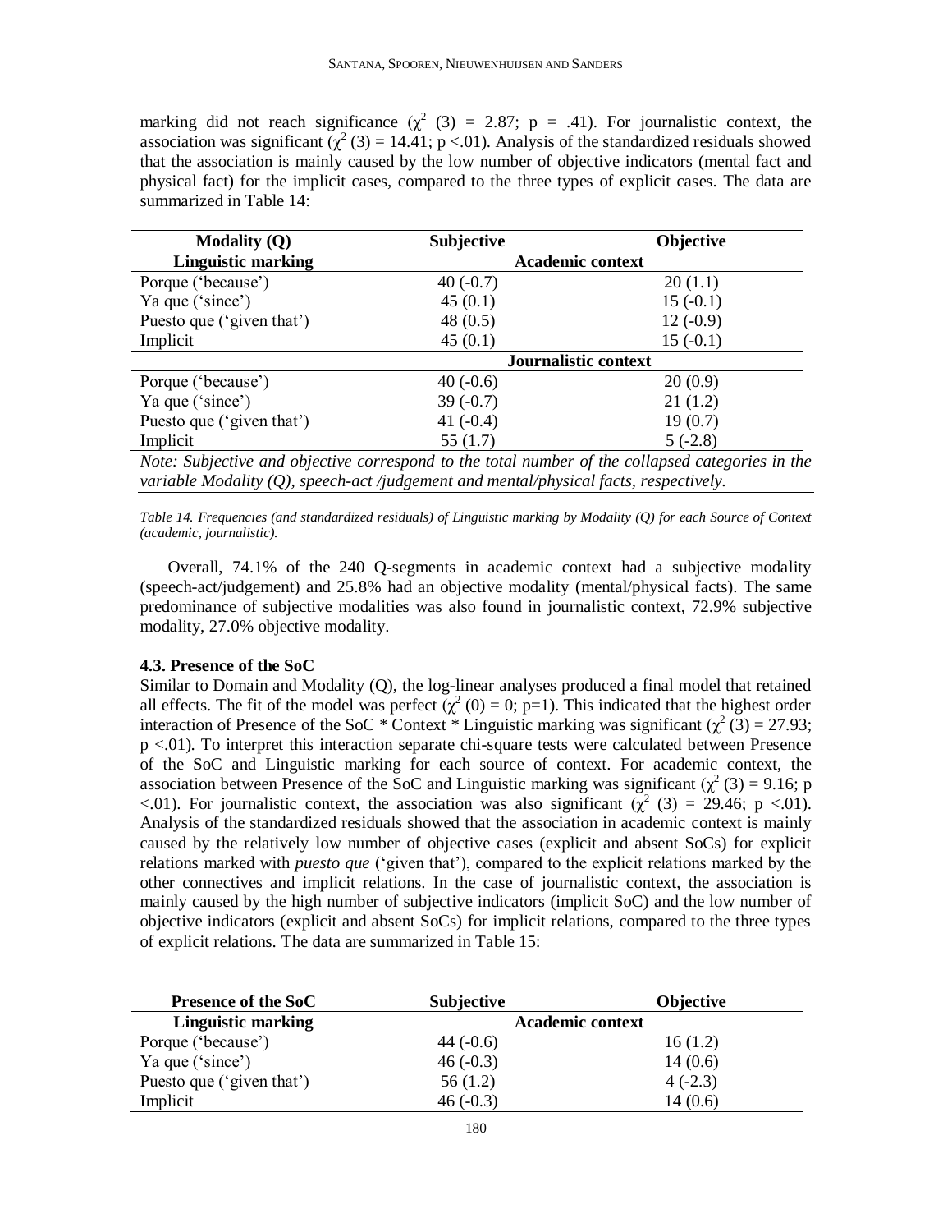marking did not reach significance ($\chi^2$ (3) = 2.87; p = .41). For journalistic context, the association was significant ($\chi^2$ (3) = 14.41; p <.01). Analysis of the standardized residuals showed that the association is mainly caused by the low number of objective indicators (mental fact and physical fact) for the implicit cases, compared to the three types of explicit cases. The data are summarized in Table 14:

| Modality (Q) | Subjective | Objective |
|---|---|---|
| **Linguistic marking** | **Academic context** | |
| Porque ('because') | 40 (-0.7) | 20 (1.1) |
| Ya que ('since') | 45 (0.1) | 15 (-0.1) |
| Puesto que ('given that') | 48 (0.5) | 12 (-0.9) |
| Implicit | 45 (0.1) | 15 (-0.1) |
| | **Journalistic context** | |
| Porque ('because') | 40 (-0.6) | 20 (0.9) |
| Ya que ('since') | 39 (-0.7) | 21 (1.2) |
| Puesto que ('given that') | 41 (-0.4) | 19 (0.7) |
| Implicit | 55 (1.7) | 5 (-2.8) |

*Note: Subjective and objective correspond to the total number of the collapsed categories in the variable Modality (Q), speech-act /judgement and mental/physical facts, respectively.*

*Table 14. Frequencies (and standardized residuals) of Linguistic marking by Modality (Q) for each Source of Context (academic, journalistic).*

Overall, 74.1% of the 240 Q-segments in academic context had a subjective modality (speech-act/judgement) and 25.8% had an objective modality (mental/physical facts). The same predominance of subjective modalities was also found in journalistic context, 72.9% subjective modality, 27.0% objective modality.

### 4.3. Presence of the SoC

Similar to Domain and Modality (Q), the log-linear analyses produced a final model that retained all effects. The fit of the model was perfect ($\chi^2$ (0) = 0; p=1). This indicated that the highest order interaction of Presence of the SoC * Context * Linguistic marking was significant ($\chi^2$ (3) = 27.93; p <.01). To interpret this interaction separate chi-square tests were calculated between Presence of the SoC and Linguistic marking for each source of context. For academic context, the association between Presence of the SoC and Linguistic marking was significant ($\chi^2$ (3) = 9.16; p <.01). For journalistic context, the association was also significant ($\chi^2$ (3) = 29.46; p <.01). Analysis of the standardized residuals showed that the association in academic context is mainly caused by the relatively low number of objective cases (explicit and absent SoCs) for explicit relations marked with *puesto que* ('given that'), compared to the explicit relations marked by the other connectives and implicit relations. In the case of journalistic context, the association is mainly caused by the high number of subjective indicators (implicit SoC) and the low number of objective indicators (explicit and absent SoCs) for implicit relations, compared to the three types of explicit relations. The data are summarized in Table 15:

| Presence of the SoC | Subjective | Objective |
|---|---|---|
| **Linguistic marking** | **Academic context** | |
| Porque ('because') | 44 (-0.6) | 16 (1.2) |
| Ya que ('since') | 46 (-0.3) | 14 (0.6) |
| Puesto que ('given that') | 56 (1.2) | 4 (-2.3) |
| Implicit | 46 (-0.3) | 14 (0.6) |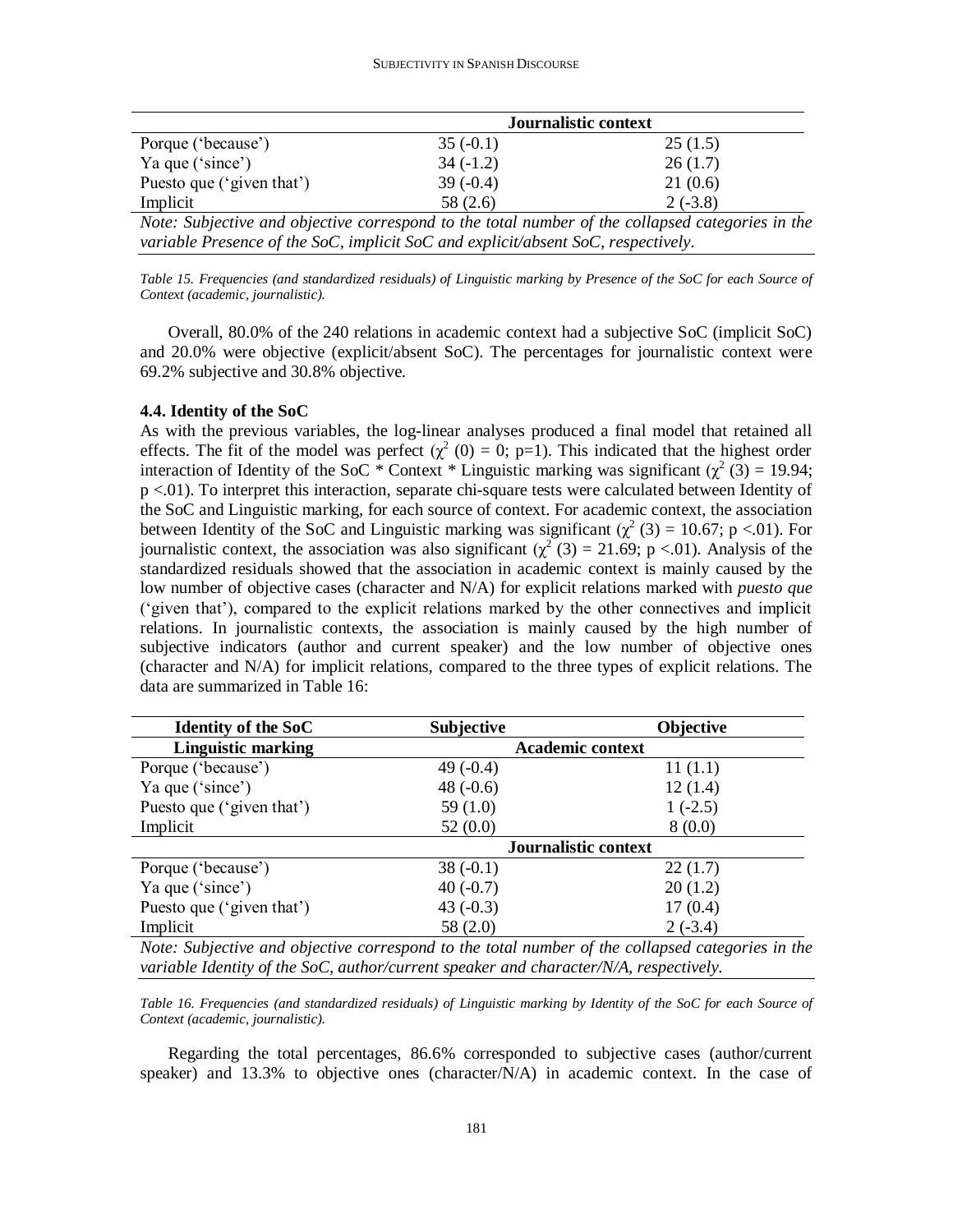| | Journalistic context | |
|---|---|---|
| Porque ('because') | 35 (-0.1) | 25 (1.5) |
| Ya que ('since') | 34 (-1.2) | 26 (1.7) |
| Puesto que ('given that') | 39 (-0.4) | 21 (0.6) |
| Implicit | 58 (2.6) | 2 (-3.8) |

*Note: Subjective and objective correspond to the total number of the collapsed categories in the variable Presence of the SoC, implicit SoC and explicit/absent SoC, respectively.*

*Table 15. Frequencies (and standardized residuals) of Linguistic marking by Presence of the SoC for each Source of Context (academic, journalistic).*

Overall, 80.0% of the 240 relations in academic context had a subjective SoC (implicit SoC) and 20.0% were objective (explicit/absent SoC). The percentages for journalistic context were 69.2% subjective and 30.8% objective.

### 4.4. Identity of the SoC

As with the previous variables, the log-linear analyses produced a final model that retained all effects. The fit of the model was perfect ($\chi^2$ (0) = 0; p=1). This indicated that the highest order interaction of Identity of the SoC * Context * Linguistic marking was significant ($\chi^2$ (3) = 19.94; p <.01). To interpret this interaction, separate chi-square tests were calculated between Identity of the SoC and Linguistic marking, for each source of context. For academic context, the association between Identity of the SoC and Linguistic marking was significant ($\chi^2$ (3) = 10.67; p <.01). For journalistic context, the association was also significant ($\chi^2$ (3) = 21.69; p <.01). Analysis of the standardized residuals showed that the association in academic context is mainly caused by the low number of objective cases (character and N/A) for explicit relations marked with *puesto que* ('given that'), compared to the explicit relations marked by the other connectives and implicit relations. In journalistic contexts, the association is mainly caused by the high number of subjective indicators (author and current speaker) and the low number of objective ones (character and N/A) for implicit relations, compared to the three types of explicit relations. The data are summarized in Table 16:

| **Identity of the SoC** | **Subjective** | **Objective** |
|---|---|---|
| **Linguistic marking** | **Academic context** | |
| Porque ('because') | 49 (-0.4) | 11 (1.1) |
| Ya que ('since') | 48 (-0.6) | 12 (1.4) |
| Puesto que ('given that') | 59 (1.0) | 1 (-2.5) |
| Implicit | 52 (0.0) | 8 (0.0) |
| | **Journalistic context** | |
| Porque ('because') | 38 (-0.1) | 22 (1.7) |
| Ya que ('since') | 40 (-0.7) | 20 (1.2) |
| Puesto que ('given that') | 43 (-0.3) | 17 (0.4) |
| Implicit | 58 (2.0) | 2 (-3.4) |

*Note: Subjective and objective correspond to the total number of the collapsed categories in the variable Identity of the SoC, author/current speaker and character/N/A, respectively.*

*Table 16. Frequencies (and standardized residuals) of Linguistic marking by Identity of the SoC for each Source of Context (academic, journalistic).*

Regarding the total percentages, 86.6% corresponded to subjective cases (author/current speaker) and 13.3% to objective ones (character/N/A) in academic context. In the case of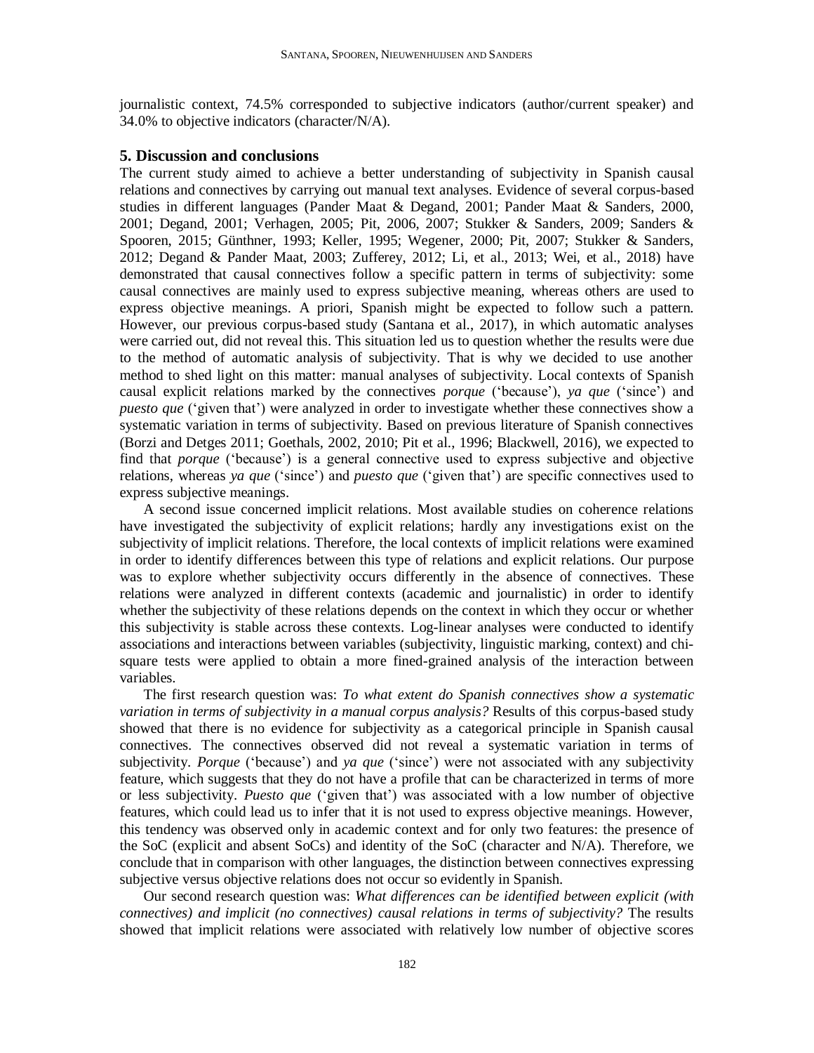journalistic context, 74.5% corresponded to subjective indicators (author/current speaker) and 34.0% to objective indicators (character/N/A).

## 5. Discussion and conclusions

The current study aimed to achieve a better understanding of subjectivity in Spanish causal relations and connectives by carrying out manual text analyses. Evidence of several corpus-based studies in different languages (Pander Maat & Degand, 2001; Pander Maat & Sanders, 2000, 2001; Degand, 2001; Verhagen, 2005; Pit, 2006, 2007; Stukker & Sanders, 2009; Sanders & Spooren, 2015; Günthner, 1993; Keller, 1995; Wegener, 2000; Pit, 2007; Stukker & Sanders, 2012; Degand & Pander Maat, 2003; Zufferey, 2012; Li, et al., 2013; Wei, et al., 2018) have demonstrated that causal connectives follow a specific pattern in terms of subjectivity: some causal connectives are mainly used to express subjective meaning, whereas others are used to express objective meanings. A priori, Spanish might be expected to follow such a pattern. However, our previous corpus-based study (Santana et al., 2017), in which automatic analyses were carried out, did not reveal this. This situation led us to question whether the results were due to the method of automatic analysis of subjectivity. That is why we decided to use another method to shed light on this matter: manual analyses of subjectivity. Local contexts of Spanish causal explicit relations marked by the connectives *porque* ('because'), *ya que* ('since') and *puesto que* ('given that') were analyzed in order to investigate whether these connectives show a systematic variation in terms of subjectivity. Based on previous literature of Spanish connectives (Borzi and Detges 2011; Goethals, 2002, 2010; Pit et al., 1996; Blackwell, 2016), we expected to find that *porque* ('because') is a general connective used to express subjective and objective relations, whereas *ya que* ('since') and *puesto que* ('given that') are specific connectives used to express subjective meanings.

A second issue concerned implicit relations. Most available studies on coherence relations have investigated the subjectivity of explicit relations; hardly any investigations exist on the subjectivity of implicit relations. Therefore, the local contexts of implicit relations were examined in order to identify differences between this type of relations and explicit relations. Our purpose was to explore whether subjectivity occurs differently in the absence of connectives. These relations were analyzed in different contexts (academic and journalistic) in order to identify whether the subjectivity of these relations depends on the context in which they occur or whether this subjectivity is stable across these contexts. Log-linear analyses were conducted to identify associations and interactions between variables (subjectivity, linguistic marking, context) and chi-square tests were applied to obtain a more fined-grained analysis of the interaction between variables.

The first research question was: *To what extent do Spanish connectives show a systematic variation in terms of subjectivity in a manual corpus analysis?* Results of this corpus-based study showed that there is no evidence for subjectivity as a categorical principle in Spanish causal connectives. The connectives observed did not reveal a systematic variation in terms of subjectivity. *Porque* ('because') and *ya que* ('since') were not associated with any subjectivity feature, which suggests that they do not have a profile that can be characterized in terms of more or less subjectivity. *Puesto que* ('given that') was associated with a low number of objective features, which could lead us to infer that it is not used to express objective meanings. However, this tendency was observed only in academic context and for only two features: the presence of the SoC (explicit and absent SoCs) and identity of the SoC (character and N/A). Therefore, we conclude that in comparison with other languages, the distinction between connectives expressing subjective versus objective relations does not occur so evidently in Spanish.

Our second research question was: *What differences can be identified between explicit (with connectives) and implicit (no connectives) causal relations in terms of subjectivity?* The results showed that implicit relations were associated with relatively low number of objective scores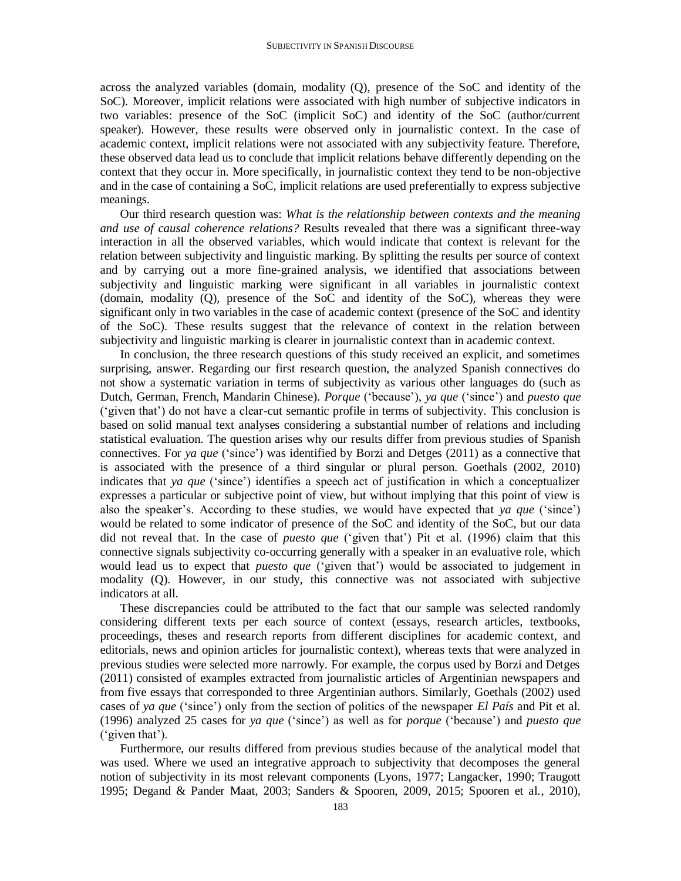across the analyzed variables (domain, modality (Q), presence of the SoC and identity of the SoC). Moreover, implicit relations were associated with high number of subjective indicators in two variables: presence of the SoC (implicit SoC) and identity of the SoC (author/current speaker). However, these results were observed only in journalistic context. In the case of academic context, implicit relations were not associated with any subjectivity feature. Therefore, these observed data lead us to conclude that implicit relations behave differently depending on the context that they occur in. More specifically, in journalistic context they tend to be non-objective and in the case of containing a SoC, implicit relations are used preferentially to express subjective meanings.

Our third research question was: *What is the relationship between contexts and the meaning and use of causal coherence relations?* Results revealed that there was a significant three-way interaction in all the observed variables, which would indicate that context is relevant for the relation between subjectivity and linguistic marking. By splitting the results per source of context and by carrying out a more fine-grained analysis, we identified that associations between subjectivity and linguistic marking were significant in all variables in journalistic context (domain, modality (Q), presence of the SoC and identity of the SoC), whereas they were significant only in two variables in the case of academic context (presence of the SoC and identity of the SoC). These results suggest that the relevance of context in the relation between subjectivity and linguistic marking is clearer in journalistic context than in academic context.

In conclusion, the three research questions of this study received an explicit, and sometimes surprising, answer. Regarding our first research question, the analyzed Spanish connectives do not show a systematic variation in terms of subjectivity as various other languages do (such as Dutch, German, French, Mandarin Chinese). *Porque* ('because'), *ya que* ('since') and *puesto que* ('given that') do not have a clear-cut semantic profile in terms of subjectivity. This conclusion is based on solid manual text analyses considering a substantial number of relations and including statistical evaluation. The question arises why our results differ from previous studies of Spanish connectives. For *ya que* ('since') was identified by Borzi and Detges (2011) as a connective that is associated with the presence of a third singular or plural person. Goethals (2002, 2010) indicates that *ya que* ('since') identifies a speech act of justification in which a conceptualizer expresses a particular or subjective point of view, but without implying that this point of view is also the speaker's. According to these studies, we would have expected that *ya que* ('since') would be related to some indicator of presence of the SoC and identity of the SoC, but our data did not reveal that. In the case of *puesto que* ('given that') Pit et al. (1996) claim that this connective signals subjectivity co-occurring generally with a speaker in an evaluative role, which would lead us to expect that *puesto que* ('given that') would be associated to judgement in modality (Q). However, in our study, this connective was not associated with subjective indicators at all.

These discrepancies could be attributed to the fact that our sample was selected randomly considering different texts per each source of context (essays, research articles, textbooks, proceedings, theses and research reports from different disciplines for academic context, and editorials, news and opinion articles for journalistic context), whereas texts that were analyzed in previous studies were selected more narrowly. For example, the corpus used by Borzi and Detges (2011) consisted of examples extracted from journalistic articles of Argentinian newspapers and from five essays that corresponded to three Argentinian authors. Similarly, Goethals (2002) used cases of *ya que* ('since') only from the section of politics of the newspaper *El País* and Pit et al. (1996) analyzed 25 cases for *ya que* ('since') as well as for *porque* ('because') and *puesto que* ('given that').

Furthermore, our results differed from previous studies because of the analytical model that was used. Where we used an integrative approach to subjectivity that decomposes the general notion of subjectivity in its most relevant components (Lyons, 1977; Langacker, 1990; Traugott 1995; Degand & Pander Maat, 2003; Sanders & Spooren, 2009, 2015; Spooren et al., 2010),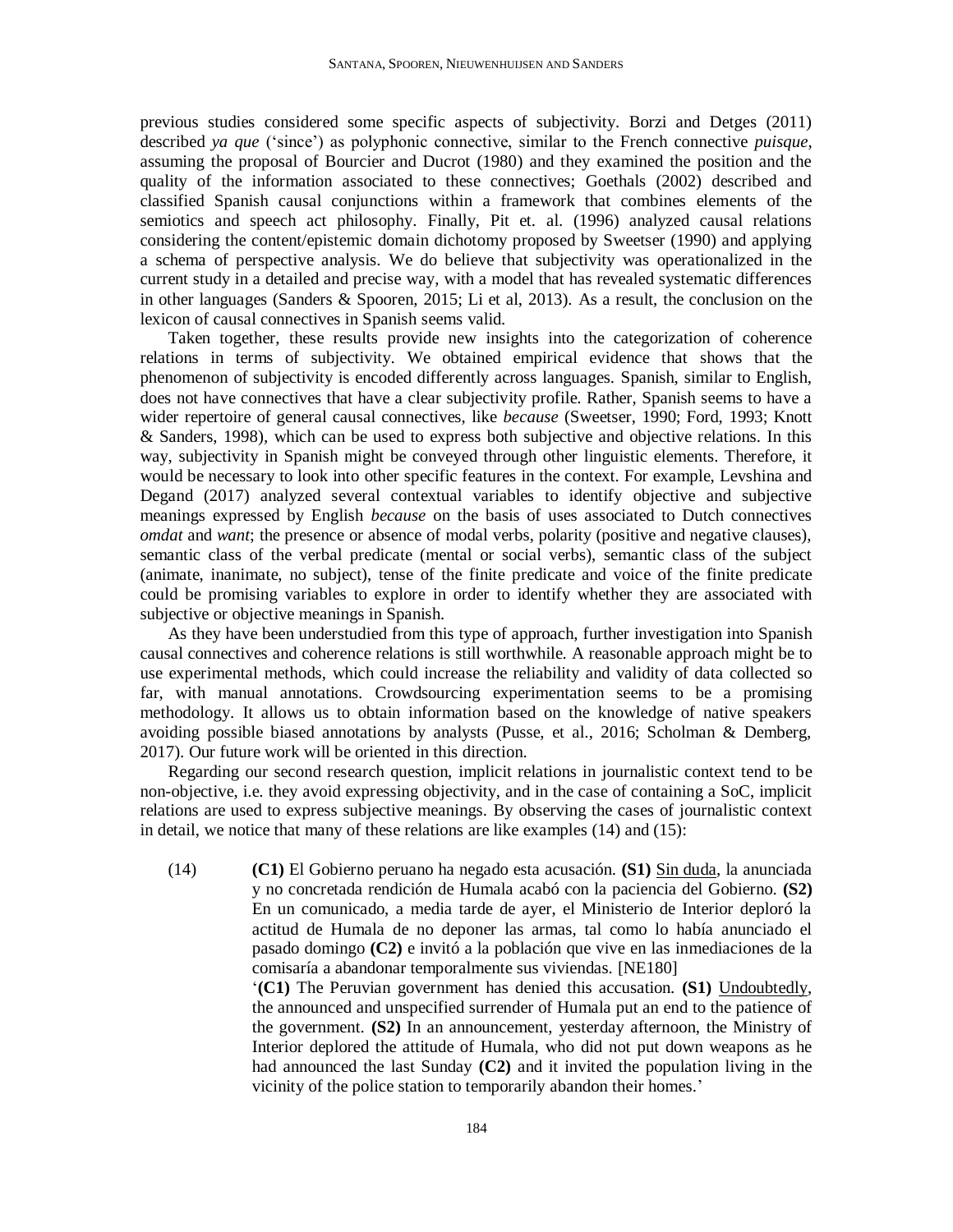previous studies considered some specific aspects of subjectivity. Borzi and Detges (2011) described *ya que* ('since') as polyphonic connective, similar to the French connective *puisque*, assuming the proposal of Bourcier and Ducrot (1980) and they examined the position and the quality of the information associated to these connectives; Goethals (2002) described and classified Spanish causal conjunctions within a framework that combines elements of the semiotics and speech act philosophy. Finally, Pit et. al. (1996) analyzed causal relations considering the content/epistemic domain dichotomy proposed by Sweetser (1990) and applying a schema of perspective analysis. We do believe that subjectivity was operationalized in the current study in a detailed and precise way, with a model that has revealed systematic differences in other languages (Sanders & Spooren, 2015; Li et al, 2013). As a result, the conclusion on the lexicon of causal connectives in Spanish seems valid.

Taken together, these results provide new insights into the categorization of coherence relations in terms of subjectivity. We obtained empirical evidence that shows that the phenomenon of subjectivity is encoded differently across languages. Spanish, similar to English, does not have connectives that have a clear subjectivity profile. Rather, Spanish seems to have a wider repertoire of general causal connectives, like *because* (Sweetser, 1990; Ford, 1993; Knott & Sanders, 1998), which can be used to express both subjective and objective relations. In this way, subjectivity in Spanish might be conveyed through other linguistic elements. Therefore, it would be necessary to look into other specific features in the context. For example, Levshina and Degand (2017) analyzed several contextual variables to identify objective and subjective meanings expressed by English *because* on the basis of uses associated to Dutch connectives *omdat* and *want*; the presence or absence of modal verbs, polarity (positive and negative clauses), semantic class of the verbal predicate (mental or social verbs), semantic class of the subject (animate, inanimate, no subject), tense of the finite predicate and voice of the finite predicate could be promising variables to explore in order to identify whether they are associated with subjective or objective meanings in Spanish.

As they have been understudied from this type of approach, further investigation into Spanish causal connectives and coherence relations is still worthwhile. A reasonable approach might be to use experimental methods, which could increase the reliability and validity of data collected so far, with manual annotations. Crowdsourcing experimentation seems to be a promising methodology. It allows us to obtain information based on the knowledge of native speakers avoiding possible biased annotations by analysts (Pusse, et al., 2016; Scholman & Demberg, 2017). Our future work will be oriented in this direction.

Regarding our second research question, implicit relations in journalistic context tend to be non-objective, i.e. they avoid expressing objectivity, and in the case of containing a SoC, implicit relations are used to express subjective meanings. By observing the cases of journalistic context in detail, we notice that many of these relations are like examples (14) and (15):

(14) **(C1)** El Gobierno peruano ha negado esta acusación. **(S1)** <u>Sin duda</u>, la anunciada y no concretada rendición de Humala acabó con la paciencia del Gobierno. **(S2)** En un comunicado, a media tarde de ayer, el Ministerio de Interior deploró la actitud de Humala de no deponer las armas, tal como lo había anunciado el pasado domingo **(C2)** e invitó a la población que vive en las inmediaciones de la comisaría a abandonar temporalmente sus viviendas. [NE180]

'**(C1)** The Peruvian government has denied this accusation. **(S1)** <u>Undoubtedly</u>, the announced and unspecified surrender of Humala put an end to the patience of the government. **(S2)** In an announcement, yesterday afternoon, the Ministry of Interior deplored the attitude of Humala, who did not put down weapons as he had announced the last Sunday **(C2)** and it invited the population living in the vicinity of the police station to temporarily abandon their homes.'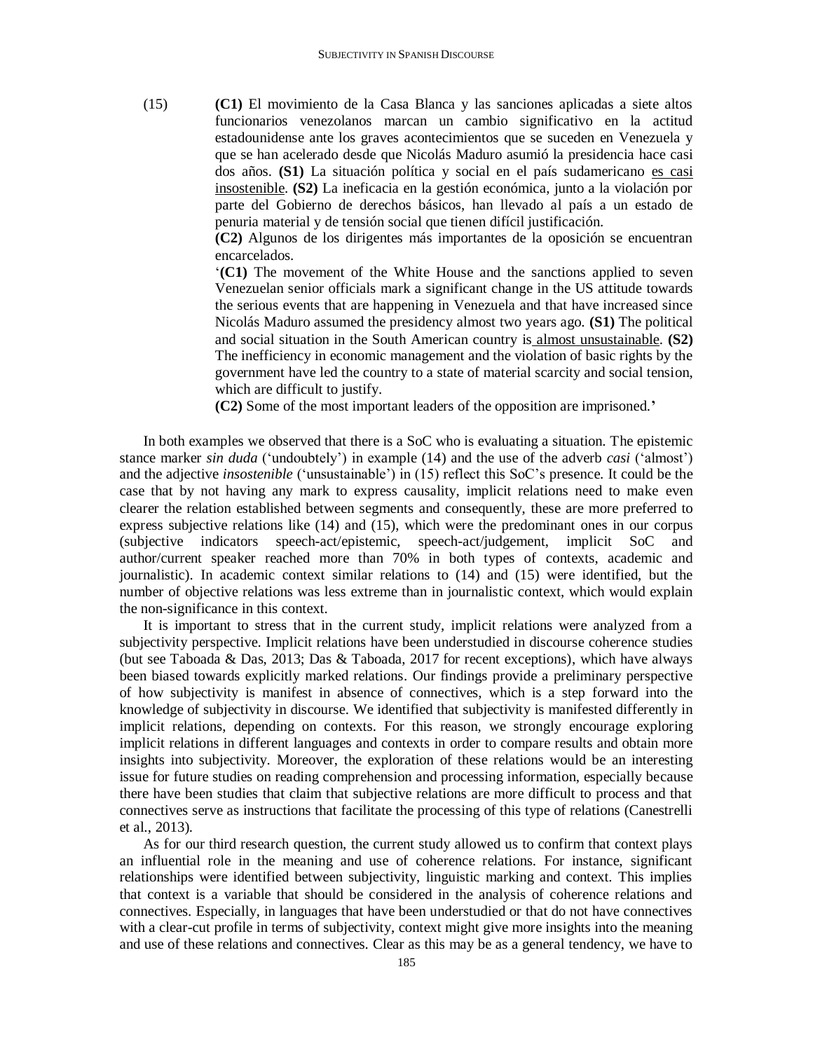(15) **(C1)** El movimiento de la Casa Blanca y las sanciones aplicadas a siete altos funcionarios venezolanos marcan un cambio significativo en la actitud estadounidense ante los graves acontecimientos que se suceden en Venezuela y que se han acelerado desde que Nicolás Maduro asumió la presidencia hace casi dos años. **(S1)** La situación política y social en el país sudamericano <u>es casi insostenible</u>. **(S2)** La ineficacia en la gestión económica, junto a la violación por parte del Gobierno de derechos básicos, han llevado al país a un estado de penuria material y de tensión social que tienen difícil justificación.

**(C2)** Algunos de los dirigentes más importantes de la oposición se encuentran encarcelados.

'**(C1)** The movement of the White House and the sanctions applied to seven Venezuelan senior officials mark a significant change in the US attitude towards the serious events that are happening in Venezuela and that have increased since Nicolás Maduro assumed the presidency almost two years ago. **(S1)** The political and social situation in the South American country is <u>almost unsustainable</u>. **(S2)** The inefficiency in economic management and the violation of basic rights by the government have led the country to a state of material scarcity and social tension, which are difficult to justify.

**(C2)** Some of the most important leaders of the opposition are imprisoned.**'**

In both examples we observed that there is a SoC who is evaluating a situation. The epistemic stance marker *sin duda* ('undoubtely') in example (14) and the use of the adverb *casi* ('almost') and the adjective *insostenible* ('unsustainable') in (15) reflect this SoC's presence. It could be the case that by not having any mark to express causality, implicit relations need to make even clearer the relation established between segments and consequently, these are more preferred to express subjective relations like (14) and (15), which were the predominant ones in our corpus (subjective indicators speech-act/epistemic, speech-act/judgement, implicit SoC and author/current speaker reached more than 70% in both types of contexts, academic and journalistic). In academic context similar relations to (14) and (15) were identified, but the number of objective relations was less extreme than in journalistic context, which would explain the non-significance in this context.

It is important to stress that in the current study, implicit relations were analyzed from a subjectivity perspective. Implicit relations have been understudied in discourse coherence studies (but see Taboada & Das, 2013; Das & Taboada, 2017 for recent exceptions), which have always been biased towards explicitly marked relations. Our findings provide a preliminary perspective of how subjectivity is manifest in absence of connectives, which is a step forward into the knowledge of subjectivity in discourse. We identified that subjectivity is manifested differently in implicit relations, depending on contexts. For this reason, we strongly encourage exploring implicit relations in different languages and contexts in order to compare results and obtain more insights into subjectivity. Moreover, the exploration of these relations would be an interesting issue for future studies on reading comprehension and processing information, especially because there have been studies that claim that subjective relations are more difficult to process and that connectives serve as instructions that facilitate the processing of this type of relations (Canestrelli et al., 2013).

As for our third research question, the current study allowed us to confirm that context plays an influential role in the meaning and use of coherence relations. For instance, significant relationships were identified between subjectivity, linguistic marking and context. This implies that context is a variable that should be considered in the analysis of coherence relations and connectives. Especially, in languages that have been understudied or that do not have connectives with a clear-cut profile in terms of subjectivity, context might give more insights into the meaning and use of these relations and connectives. Clear as this may be as a general tendency, we have to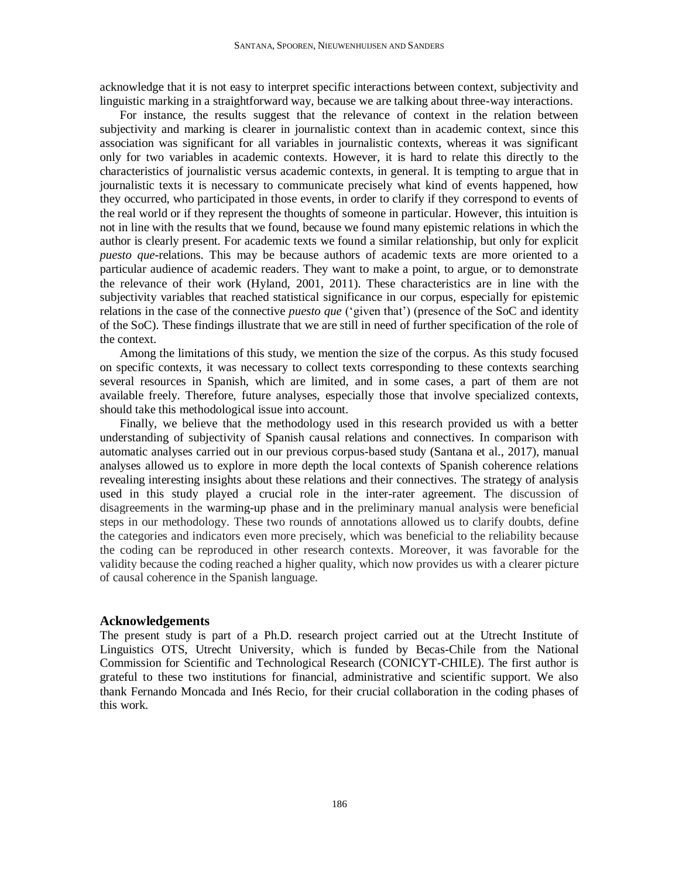acknowledge that it is not easy to interpret specific interactions between context, subjectivity and linguistic marking in a straightforward way, because we are talking about three-way interactions.

For instance, the results suggest that the relevance of context in the relation between subjectivity and marking is clearer in journalistic context than in academic context, since this association was significant for all variables in journalistic contexts, whereas it was significant only for two variables in academic contexts. However, it is hard to relate this directly to the characteristics of journalistic versus academic contexts, in general. It is tempting to argue that in journalistic texts it is necessary to communicate precisely what kind of events happened, how they occurred, who participated in those events, in order to clarify if they correspond to events of the real world or if they represent the thoughts of someone in particular. However, this intuition is not in line with the results that we found, because we found many epistemic relations in which the author is clearly present. For academic texts we found a similar relationship, but only for explicit *puesto que*-relations. This may be because authors of academic texts are more oriented to a particular audience of academic readers. They want to make a point, to argue, or to demonstrate the relevance of their work (Hyland, 2001, 2011). These characteristics are in line with the subjectivity variables that reached statistical significance in our corpus, especially for epistemic relations in the case of the connective *puesto que* ('given that') (presence of the SoC and identity of the SoC). These findings illustrate that we are still in need of further specification of the role of the context.

Among the limitations of this study, we mention the size of the corpus. As this study focused on specific contexts, it was necessary to collect texts corresponding to these contexts searching several resources in Spanish, which are limited, and in some cases, a part of them are not available freely. Therefore, future analyses, especially those that involve specialized contexts, should take this methodological issue into account.

Finally, we believe that the methodology used in this research provided us with a better understanding of subjectivity of Spanish causal relations and connectives. In comparison with automatic analyses carried out in our previous corpus-based study (Santana et al., 2017), manual analyses allowed us to explore in more depth the local contexts of Spanish coherence relations revealing interesting insights about these relations and their connectives. The strategy of analysis used in this study played a crucial role in the inter-rater agreement. The discussion of disagreements in the warming-up phase and in the preliminary manual analysis were beneficial steps in our methodology. These two rounds of annotations allowed us to clarify doubts, define the categories and indicators even more precisely, which was beneficial to the reliability because the coding can be reproduced in other research contexts. Moreover, it was favorable for the validity because the coding reached a higher quality, which now provides us with a clearer picture of causal coherence in the Spanish language.

## Acknowledgements

The present study is part of a Ph.D. research project carried out at the Utrecht Institute of Linguistics OTS, Utrecht University, which is funded by Becas-Chile from the National Commission for Scientific and Technological Research (CONICYT-CHILE). The first author is grateful to these two institutions for financial, administrative and scientific support. We also thank Fernando Moncada and Inés Recio, for their crucial collaboration in the coding phases of this work.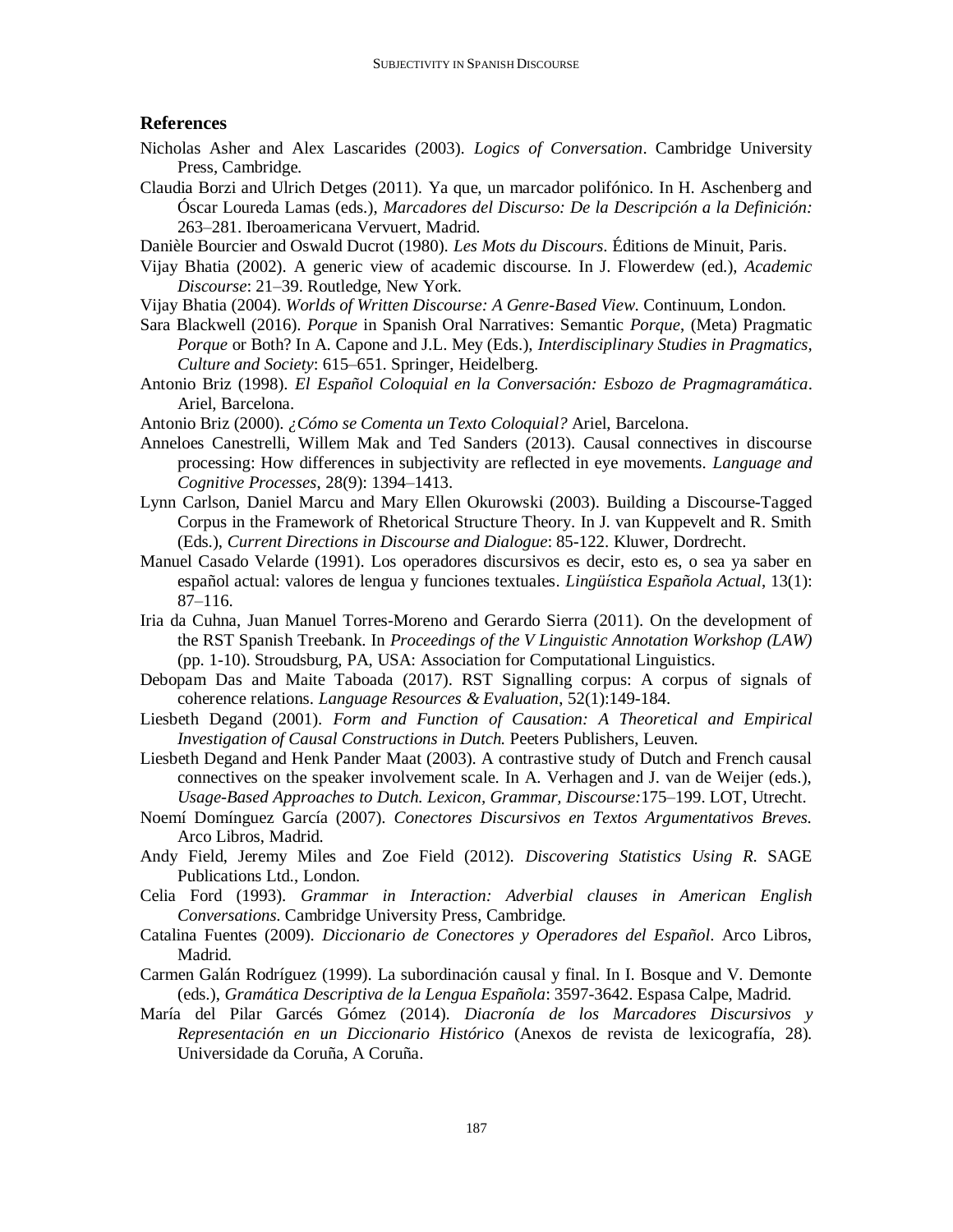## References

Nicholas Asher and Alex Lascarides (2003). *Logics of Conversation*. Cambridge University Press, Cambridge.

Claudia Borzi and Ulrich Detges (2011). Ya que, un marcador polifónico. In H. Aschenberg and Óscar Loureda Lamas (eds.), *Marcadores del Discurso: De la Descripción a la Definición:* 263–281. Iberoamericana Vervuert, Madrid.

Danièle Bourcier and Oswald Ducrot (1980). *Les Mots du Discours*. Éditions de Minuit, Paris.

Vijay Bhatia (2002). A generic view of academic discourse. In J. Flowerdew (ed.), *Academic Discourse*: 21–39. Routledge, New York.

Vijay Bhatia (2004). *Worlds of Written Discourse: A Genre-Based View*. Continuum, London.

Sara Blackwell (2016). *Porque* in Spanish Oral Narratives: Semantic *Porque*, (Meta) Pragmatic *Porque* or Both? In A. Capone and J.L. Mey (Eds.), *Interdisciplinary Studies in Pragmatics, Culture and Society*: 615–651. Springer, Heidelberg.

Antonio Briz (1998). *El Español Coloquial en la Conversación: Esbozo de Pragmagramática*. Ariel, Barcelona.

Antonio Briz (2000). *¿Cómo se Comenta un Texto Coloquial?* Ariel, Barcelona.

Anneloes Canestrelli, Willem Mak and Ted Sanders (2013). Causal connectives in discourse processing: How differences in subjectivity are reflected in eye movements. *Language and Cognitive Processes*, 28(9): 1394–1413.

Lynn Carlson, Daniel Marcu and Mary Ellen Okurowski (2003). Building a Discourse-Tagged Corpus in the Framework of Rhetorical Structure Theory. In J. van Kuppevelt and R. Smith (Eds.), *Current Directions in Discourse and Dialogue*: 85-122. Kluwer, Dordrecht.

Manuel Casado Velarde (1991). Los operadores discursivos es decir, esto es, o sea ya saber en español actual: valores de lengua y funciones textuales. *Lingüística Española Actual*, 13(1): 87–116.

Iria da Cuhna, Juan Manuel Torres-Moreno and Gerardo Sierra (2011). On the development of the RST Spanish Treebank. In *Proceedings of the V Linguistic Annotation Workshop (LAW)* (pp. 1-10). Stroudsburg, PA, USA: Association for Computational Linguistics.

Debopam Das and Maite Taboada (2017). RST Signalling corpus: A corpus of signals of coherence relations. *Language Resources & Evaluation*, 52(1):149-184.

Liesbeth Degand (2001). *Form and Function of Causation: A Theoretical and Empirical Investigation of Causal Constructions in Dutch.* Peeters Publishers, Leuven.

Liesbeth Degand and Henk Pander Maat (2003). A contrastive study of Dutch and French causal connectives on the speaker involvement scale. In A. Verhagen and J. van de Weijer (eds.), *Usage-Based Approaches to Dutch. Lexicon, Grammar, Discourse:*175–199. LOT, Utrecht.

Noemí Domínguez García (2007). *Conectores Discursivos en Textos Argumentativos Breves.* Arco Libros, Madrid.

Andy Field, Jeremy Miles and Zoe Field (2012). *Discovering Statistics Using R.* SAGE Publications Ltd., London.

Celia Ford (1993). *Grammar in Interaction: Adverbial clauses in American English Conversations.* Cambridge University Press, Cambridge.

Catalina Fuentes (2009). *Diccionario de Conectores y Operadores del Español*. Arco Libros, Madrid.

Carmen Galán Rodríguez (1999). La subordinación causal y final. In I. Bosque and V. Demonte (eds.), *Gramática Descriptiva de la Lengua Española*: 3597-3642. Espasa Calpe, Madrid.

María del Pilar Garcés Gómez (2014). *Diacronía de los Marcadores Discursivos y Representación en un Diccionario Histórico* (Anexos de revista de lexicografía, 28). Universidade da Coruña, A Coruña.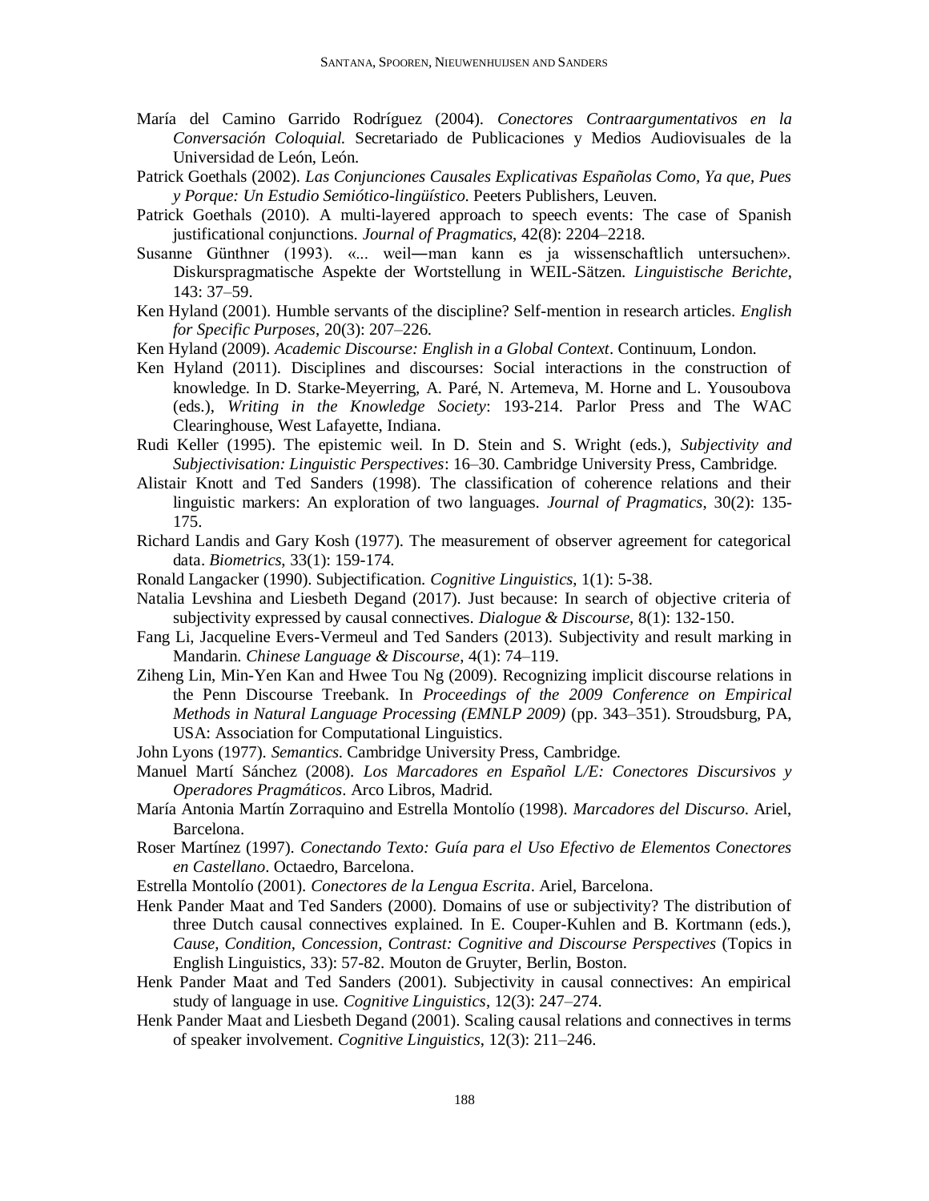María del Camino Garrido Rodríguez (2004). *Conectores Contraargumentativos en la Conversación Coloquial.* Secretariado de Publicaciones y Medios Audiovisuales de la Universidad de León, León.

Patrick Goethals (2002). *Las Conjunciones Causales Explicativas Españolas Como, Ya que, Pues y Porque: Un Estudio Semiótico-lingüístico.* Peeters Publishers, Leuven.

Patrick Goethals (2010). A multi-layered approach to speech events: The case of Spanish justificational conjunctions. *Journal of Pragmatics*, 42(8): 2204–2218.

Susanne Günthner (1993). «... weil—man kann es ja wissenschaftlich untersuchen». Diskurspragmatische Aspekte der Wortstellung in WEIL-Sätzen. *Linguistische Berichte*, 143: 37–59.

Ken Hyland (2001). Humble servants of the discipline? Self-mention in research articles. *English for Specific Purposes*, 20(3): 207–226.

Ken Hyland (2009). *Academic Discourse: English in a Global Context*. Continuum, London.

Ken Hyland (2011). Disciplines and discourses: Social interactions in the construction of knowledge. In D. Starke-Meyerring, A. Paré, N. Artemeva, M. Horne and L. Yousoubova (eds.), *Writing in the Knowledge Society*: 193-214. Parlor Press and The WAC Clearinghouse, West Lafayette, Indiana.

Rudi Keller (1995). The epistemic weil. In D. Stein and S. Wright (eds.), *Subjectivity and Subjectivisation: Linguistic Perspectives*: 16–30. Cambridge University Press, Cambridge.

Alistair Knott and Ted Sanders (1998). The classification of coherence relations and their linguistic markers: An exploration of two languages. *Journal of Pragmatics*, 30(2): 135-175.

Richard Landis and Gary Kosh (1977). The measurement of observer agreement for categorical data. *Biometrics*, 33(1): 159-174.

Ronald Langacker (1990). Subjectification. *Cognitive Linguistics*, 1(1): 5-38.

Natalia Levshina and Liesbeth Degand (2017). Just because: In search of objective criteria of subjectivity expressed by causal connectives. *Dialogue & Discourse*, 8(1): 132-150.

Fang Li, Jacqueline Evers-Vermeul and Ted Sanders (2013). Subjectivity and result marking in Mandarin. *Chinese Language & Discourse*, 4(1): 74–119.

Ziheng Lin, Min-Yen Kan and Hwee Tou Ng (2009). Recognizing implicit discourse relations in the Penn Discourse Treebank. In *Proceedings of the 2009 Conference on Empirical Methods in Natural Language Processing (EMNLP 2009)* (pp. 343–351). Stroudsburg, PA, USA: Association for Computational Linguistics.

John Lyons (1977). *Semantics*. Cambridge University Press, Cambridge.

Manuel Martí Sánchez (2008). *Los Marcadores en Español L/E: Conectores Discursivos y Operadores Pragmáticos*. Arco Libros, Madrid.

María Antonia Martín Zorraquino and Estrella Montolío (1998). *Marcadores del Discurso*. Ariel, Barcelona.

Roser Martínez (1997). *Conectando Texto: Guía para el Uso Efectivo de Elementos Conectores en Castellano*. Octaedro, Barcelona.

Estrella Montolío (2001). *Conectores de la Lengua Escrita*. Ariel, Barcelona.

Henk Pander Maat and Ted Sanders (2000). Domains of use or subjectivity? The distribution of three Dutch causal connectives explained. In E. Couper-Kuhlen and B. Kortmann (eds.), *Cause, Condition, Concession, Contrast: Cognitive and Discourse Perspectives* (Topics in English Linguistics, 33): 57-82. Mouton de Gruyter, Berlin, Boston.

Henk Pander Maat and Ted Sanders (2001). Subjectivity in causal connectives: An empirical study of language in use. *Cognitive Linguistics*, 12(3): 247–274.

Henk Pander Maat and Liesbeth Degand (2001). Scaling causal relations and connectives in terms of speaker involvement. *Cognitive Linguistics*, 12(3): 211–246.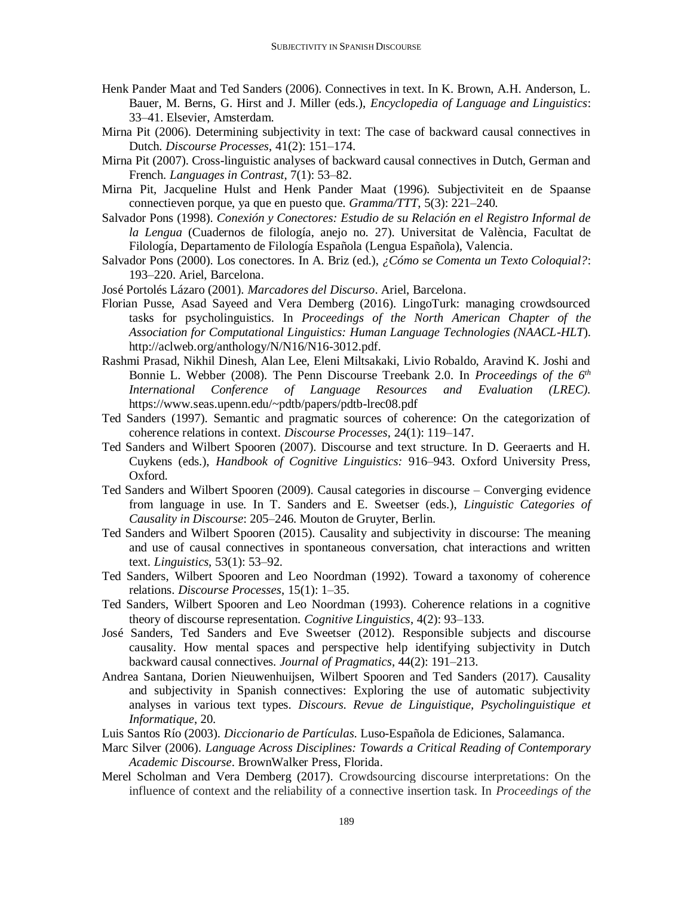Henk Pander Maat and Ted Sanders (2006). Connectives in text. In K. Brown, A.H. Anderson, L. Bauer, M. Berns, G. Hirst and J. Miller (eds.), *Encyclopedia of Language and Linguistics*: 33–41. Elsevier, Amsterdam.

Mirna Pit (2006). Determining subjectivity in text: The case of backward causal connectives in Dutch. *Discourse Processes*, 41(2): 151–174.

Mirna Pit (2007). Cross-linguistic analyses of backward causal connectives in Dutch, German and French. *Languages in Contrast*, 7(1): 53–82.

Mirna Pit, Jacqueline Hulst and Henk Pander Maat (1996). Subjectiviteit en de Spaanse connectieven porque, ya que en puesto que. *Gramma/TTT*, 5(3): 221–240.

Salvador Pons (1998). *Conexión y Conectores: Estudio de su Relación en el Registro Informal de la Lengua* (Cuadernos de filología, anejo no. 27). Universitat de València, Facultat de Filología, Departamento de Filología Española (Lengua Española), Valencia.

Salvador Pons (2000). Los conectores. In A. Briz (ed.), *¿Cómo se Comenta un Texto Coloquial?*: 193–220. Ariel, Barcelona.

José Portolés Lázaro (2001). *Marcadores del Discurso*. Ariel, Barcelona.

Florian Pusse, Asad Sayeed and Vera Demberg (2016). LingoTurk: managing crowdsourced tasks for psycholinguistics. In *Proceedings of the North American Chapter of the Association for Computational Linguistics: Human Language Technologies (NAACL-HLT*). http://aclweb.org/anthology/N/N16/N16-3012.pdf.

Rashmi Prasad, Nikhil Dinesh, Alan Lee, Eleni Miltsakaki, Livio Robaldo, Aravind K. Joshi and Bonnie L. Webber (2008). The Penn Discourse Treebank 2.0. In *Proceedings of the 6th International Conference of Language Resources and Evaluation (LREC).* https://www.seas.upenn.edu/~pdtb/papers/pdtb-lrec08.pdf

Ted Sanders (1997). Semantic and pragmatic sources of coherence: On the categorization of coherence relations in context. *Discourse Processes*, 24(1): 119–147.

Ted Sanders and Wilbert Spooren (2007). Discourse and text structure. In D. Geeraerts and H. Cuykens (eds.), *Handbook of Cognitive Linguistics:* 916–943. Oxford University Press, Oxford.

Ted Sanders and Wilbert Spooren (2009). Causal categories in discourse – Converging evidence from language in use. In T. Sanders and E. Sweetser (eds.), *Linguistic Categories of Causality in Discourse*: 205–246. Mouton de Gruyter, Berlin.

Ted Sanders and Wilbert Spooren (2015). Causality and subjectivity in discourse: The meaning and use of causal connectives in spontaneous conversation, chat interactions and written text. *Linguistics*, 53(1): 53–92.

Ted Sanders, Wilbert Spooren and Leo Noordman (1992). Toward a taxonomy of coherence relations. *Discourse Processes*, 15(1): 1–35.

Ted Sanders, Wilbert Spooren and Leo Noordman (1993). Coherence relations in a cognitive theory of discourse representation. *Cognitive Linguistics*, 4(2): 93–133.

José Sanders, Ted Sanders and Eve Sweetser (2012). Responsible subjects and discourse causality. How mental spaces and perspective help identifying subjectivity in Dutch backward causal connectives. *Journal of Pragmatics*, 44(2): 191–213.

Andrea Santana, Dorien Nieuwenhuijsen, Wilbert Spooren and Ted Sanders (2017). Causality and subjectivity in Spanish connectives: Exploring the use of automatic subjectivity analyses in various text types. *Discours. Revue de Linguistique, Psycholinguistique et Informatique*, 20.

Luis Santos Río (2003). *Diccionario de Partículas*. Luso-Española de Ediciones, Salamanca.

Marc Silver (2006). *Language Across Disciplines: Towards a Critical Reading of Contemporary Academic Discourse*. BrownWalker Press, Florida.

Merel Scholman and Vera Demberg (2017). Crowdsourcing discourse interpretations: On the influence of context and the reliability of a connective insertion task. In *Proceedings of the*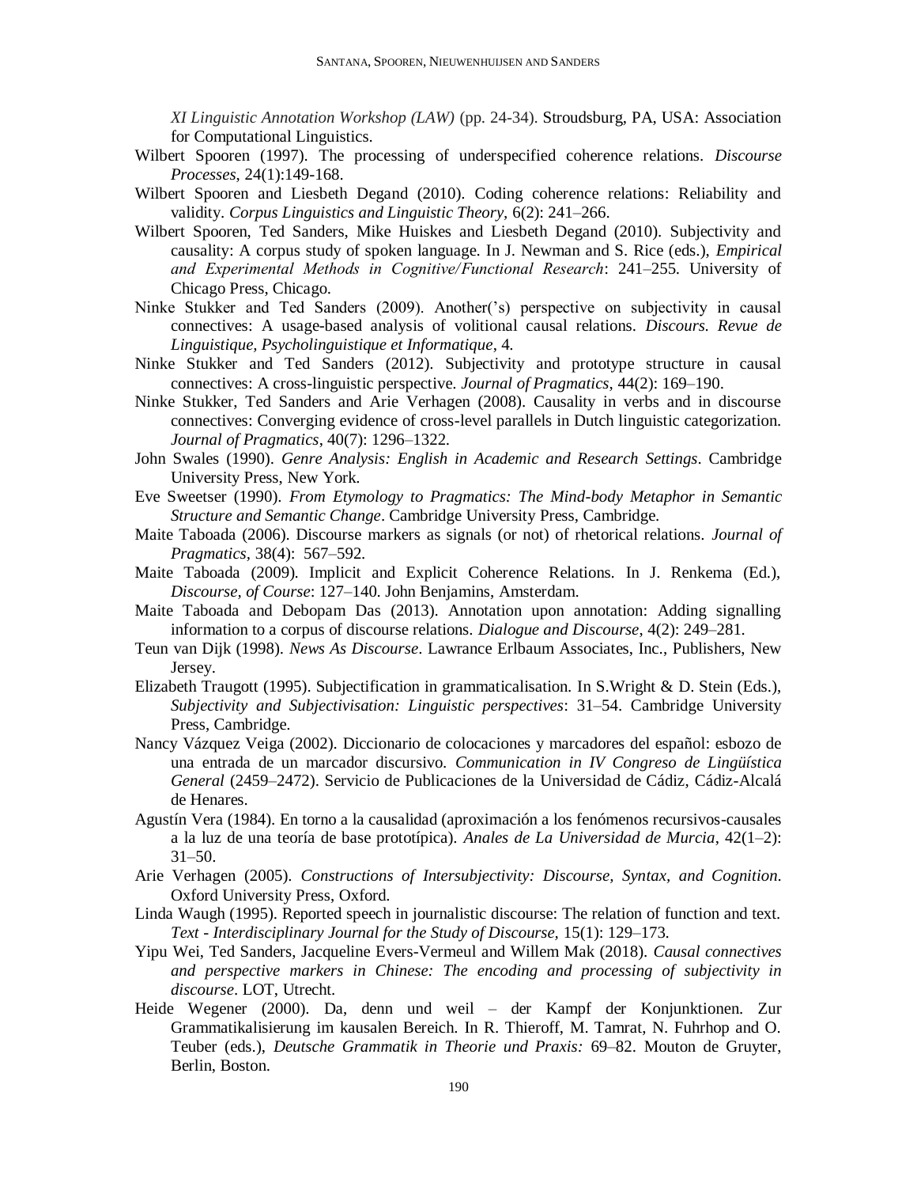*XI Linguistic Annotation Workshop (LAW)* (pp. 24-34). Stroudsburg, PA, USA: Association for Computational Linguistics.

Wilbert Spooren (1997). The processing of underspecified coherence relations. *Discourse Processes*, 24(1):149-168.

Wilbert Spooren and Liesbeth Degand (2010). Coding coherence relations: Reliability and validity. *Corpus Linguistics and Linguistic Theory*, 6(2): 241–266.

Wilbert Spooren, Ted Sanders, Mike Huiskes and Liesbeth Degand (2010). Subjectivity and causality: A corpus study of spoken language. In J. Newman and S. Rice (eds.), *Empirical and Experimental Methods in Cognitive/Functional Research*: 241–255. University of Chicago Press, Chicago.

Ninke Stukker and Ted Sanders (2009). Another('s) perspective on subjectivity in causal connectives: A usage-based analysis of volitional causal relations. *Discours. Revue de Linguistique, Psycholinguistique et Informatique*, 4.

Ninke Stukker and Ted Sanders (2012). Subjectivity and prototype structure in causal connectives: A cross-linguistic perspective. *Journal of Pragmatics*, 44(2): 169–190.

Ninke Stukker, Ted Sanders and Arie Verhagen (2008). Causality in verbs and in discourse connectives: Converging evidence of cross-level parallels in Dutch linguistic categorization. *Journal of Pragmatics*, 40(7): 1296–1322.

John Swales (1990). *Genre Analysis: English in Academic and Research Settings*. Cambridge University Press, New York.

Eve Sweetser (1990). *From Etymology to Pragmatics: The Mind-body Metaphor in Semantic Structure and Semantic Change*. Cambridge University Press, Cambridge.

Maite Taboada (2006). Discourse markers as signals (or not) of rhetorical relations. *Journal of Pragmatics*, 38(4): 567–592.

Maite Taboada (2009). Implicit and Explicit Coherence Relations. In J. Renkema (Ed.), *Discourse, of Course*: 127–140. John Benjamins, Amsterdam.

Maite Taboada and Debopam Das (2013). Annotation upon annotation: Adding signalling information to a corpus of discourse relations. *Dialogue and Discourse*, 4(2): 249–281.

Teun van Dijk (1998). *News As Discourse*. Lawrance Erlbaum Associates, Inc., Publishers, New Jersey.

Elizabeth Traugott (1995). Subjectification in grammaticalisation. In S.Wright & D. Stein (Eds.), *Subjectivity and Subjectivisation: Linguistic perspectives*: 31–54. Cambridge University Press, Cambridge.

Nancy Vázquez Veiga (2002). Diccionario de colocaciones y marcadores del español: esbozo de una entrada de un marcador discursivo. *Communication in IV Congreso de Lingüística General* (2459–2472). Servicio de Publicaciones de la Universidad de Cádiz, Cádiz-Alcalá de Henares.

Agustín Vera (1984). En torno a la causalidad (aproximación a los fenómenos recursivos-causales a la luz de una teoría de base prototípica). *Anales de La Universidad de Murcia*, 42(1–2): 31–50.

Arie Verhagen (2005). *Constructions of Intersubjectivity: Discourse, Syntax, and Cognition*. Oxford University Press, Oxford.

Linda Waugh (1995). Reported speech in journalistic discourse: The relation of function and text. *Text - Interdisciplinary Journal for the Study of Discourse,* 15(1): 129–173.

Yipu Wei, Ted Sanders, Jacqueline Evers-Vermeul and Willem Mak (2018). *Causal connectives and perspective markers in Chinese: The encoding and processing of subjectivity in discourse*. LOT, Utrecht.

Heide Wegener (2000). Da, denn und weil – der Kampf der Konjunktionen. Zur Grammatikalisierung im kausalen Bereich. In R. Thieroff, M. Tamrat, N. Fuhrhop and O. Teuber (eds.), *Deutsche Grammatik in Theorie und Praxis:* 69–82. Mouton de Gruyter, Berlin, Boston.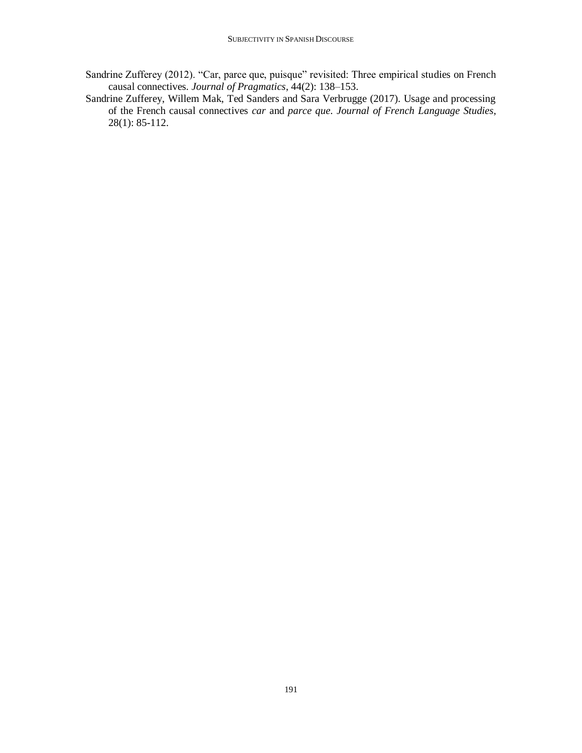Sandrine Zufferey (2012). “Car, parce que, puisque” revisited: Three empirical studies on French causal connectives. *Journal of Pragmatics*, 44(2): 138–153.

Sandrine Zufferey, Willem Mak, Ted Sanders and Sara Verbrugge (2017). Usage and processing of the French causal connectives *car* and *parce que*. *Journal of French Language Studies*, 28(1): 85-112.